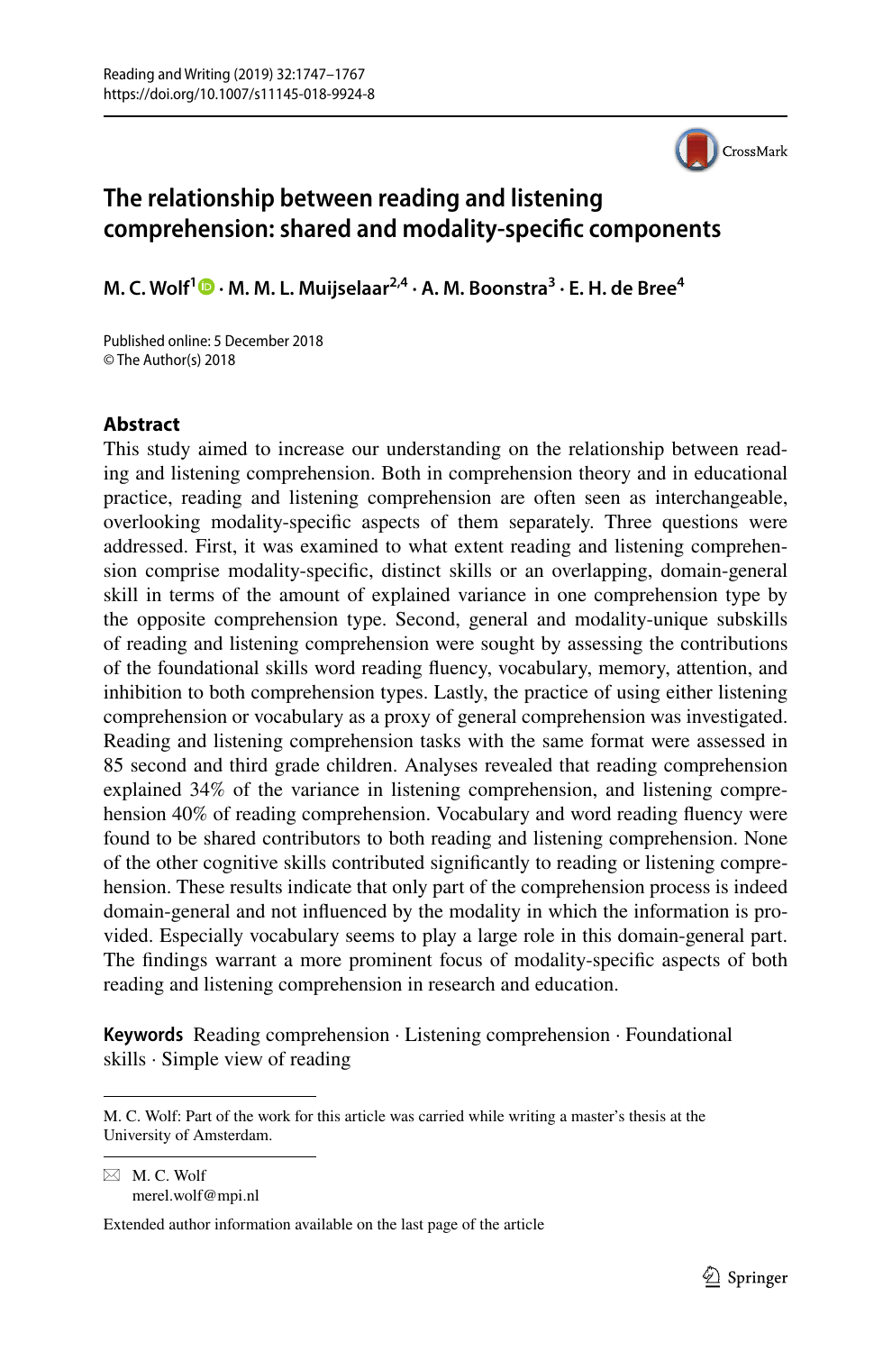# The relationship between reading and listening comprehension: shared and modality-specific components

**M. C. Wolf[1] · M. M. L. Muijselaar[2,4] · A. M. Boonstra[3] · E. H. de Bree[4]**

Published online: 5 December 2018
© The Author(s) 2018

## Abstract

This study aimed to increase our understanding on the relationship between reading and listening comprehension. Both in comprehension theory and in educational practice, reading and listening comprehension are often seen as interchangeable, overlooking modality-specific aspects of them separately. Three questions were addressed. First, it was examined to what extent reading and listening comprehension comprise modality-specific, distinct skills or an overlapping, domain-general skill in terms of the amount of explained variance in one comprehension type by the opposite comprehension type. Second, general and modality-unique subskills of reading and listening comprehension were sought by assessing the contributions of the foundational skills word reading fluency, vocabulary, memory, attention, and inhibition to both comprehension types. Lastly, the practice of using either listening comprehension or vocabulary as a proxy of general comprehension was investigated. Reading and listening comprehension tasks with the same format were assessed in 85 second and third grade children. Analyses revealed that reading comprehension explained 34% of the variance in listening comprehension, and listening comprehension 40% of reading comprehension. Vocabulary and word reading fluency were found to be shared contributors to both reading and listening comprehension. None of the other cognitive skills contributed significantly to reading or listening comprehension. These results indicate that only part of the comprehension process is indeed domain-general and not influenced by the modality in which the information is provided. Especially vocabulary seems to play a large role in this domain-general part. The findings warrant a more prominent focus of modality-specific aspects of both reading and listening comprehension in research and education.

**Keywords** Reading comprehension · Listening comprehension · Foundational skills · Simple view of reading

---

M. C. Wolf: Part of the work for this article was carried while writing a master's thesis at the University of Amsterdam.

✉ M. C. Wolf
merel.wolf@mpi.nl

Extended author information available on the last page of the article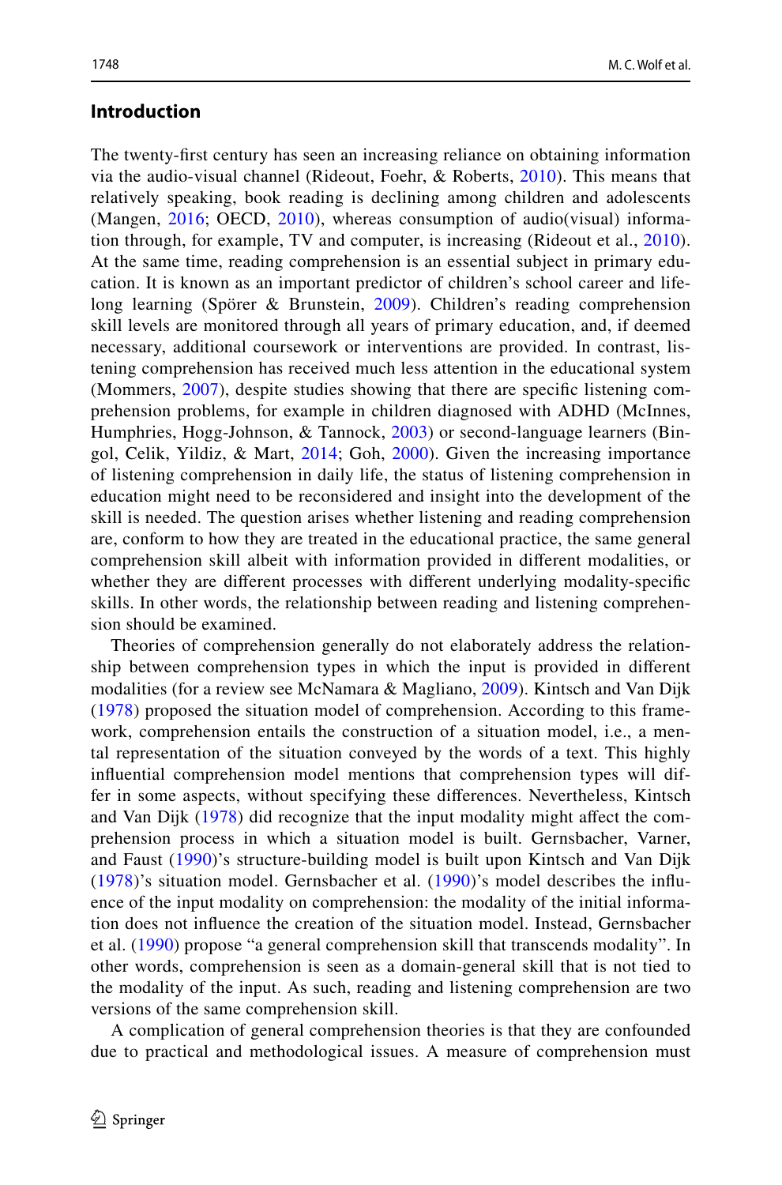## Introduction

The twenty-first century has seen an increasing reliance on obtaining information via the audio-visual channel (Rideout, Foehr, & Roberts, 2010). This means that relatively speaking, book reading is declining among children and adolescents (Mangen, 2016; OECD, 2010), whereas consumption of audio(visual) information through, for example, TV and computer, is increasing (Rideout et al., 2010). At the same time, reading comprehension is an essential subject in primary education. It is known as an important predictor of children's school career and lifelong learning (Spörer & Brunstein, 2009). Children's reading comprehension skill levels are monitored through all years of primary education, and, if deemed necessary, additional coursework or interventions are provided. In contrast, listening comprehension has received much less attention in the educational system (Mommers, 2007), despite studies showing that there are specific listening comprehension problems, for example in children diagnosed with ADHD (McInnes, Humphries, Hogg-Johnson, & Tannock, 2003) or second-language learners (Bingol, Celik, Yildiz, & Mart, 2014; Goh, 2000). Given the increasing importance of listening comprehension in daily life, the status of listening comprehension in education might need to be reconsidered and insight into the development of the skill is needed. The question arises whether listening and reading comprehension are, conform to how they are treated in the educational practice, the same general comprehension skill albeit with information provided in different modalities, or whether they are different processes with different underlying modality-specific skills. In other words, the relationship between reading and listening comprehension should be examined.

Theories of comprehension generally do not elaborately address the relationship between comprehension types in which the input is provided in different modalities (for a review see McNamara & Magliano, 2009). Kintsch and Van Dijk (1978) proposed the situation model of comprehension. According to this framework, comprehension entails the construction of a situation model, i.e., a mental representation of the situation conveyed by the words of a text. This highly influential comprehension model mentions that comprehension types will differ in some aspects, without specifying these differences. Nevertheless, Kintsch and Van Dijk (1978) did recognize that the input modality might affect the comprehension process in which a situation model is built. Gernsbacher, Varner, and Faust (1990)'s structure-building model is built upon Kintsch and Van Dijk (1978)'s situation model. Gernsbacher et al. (1990)'s model describes the influence of the input modality on comprehension: the modality of the initial information does not influence the creation of the situation model. Instead, Gernsbacher et al. (1990) propose "a general comprehension skill that transcends modality". In other words, comprehension is seen as a domain-general skill that is not tied to the modality of the input. As such, reading and listening comprehension are two versions of the same comprehension skill.

A complication of general comprehension theories is that they are confounded due to practical and methodological issues. A measure of comprehension must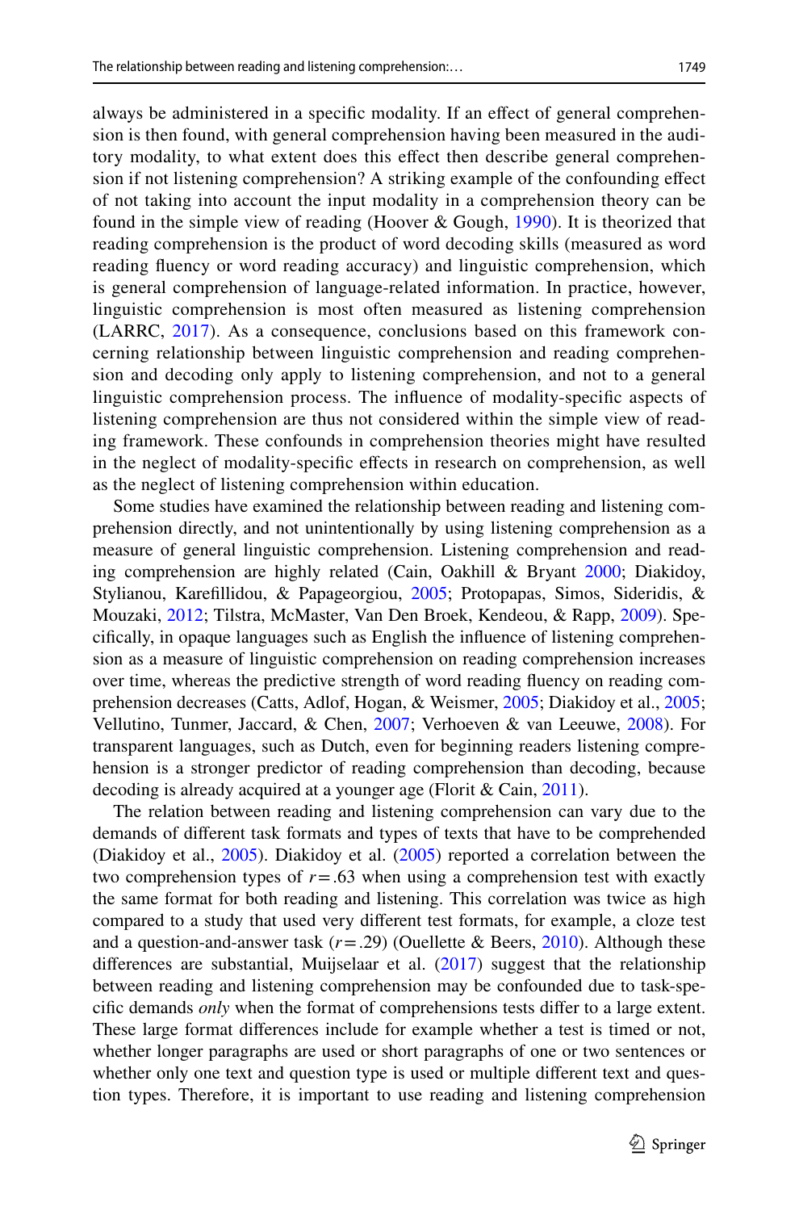always be administered in a specific modality. If an effect of general comprehension is then found, with general comprehension having been measured in the auditory modality, to what extent does this effect then describe general comprehension if not listening comprehension? A striking example of the confounding effect of not taking into account the input modality in a comprehension theory can be found in the simple view of reading (Hoover & Gough, 1990). It is theorized that reading comprehension is the product of word decoding skills (measured as word reading fluency or word reading accuracy) and linguistic comprehension, which is general comprehension of language-related information. In practice, however, linguistic comprehension is most often measured as listening comprehension (LARRC, 2017). As a consequence, conclusions based on this framework concerning relationship between linguistic comprehension and reading comprehension and decoding only apply to listening comprehension, and not to a general linguistic comprehension process. The influence of modality-specific aspects of listening comprehension are thus not considered within the simple view of reading framework. These confounds in comprehension theories might have resulted in the neglect of modality-specific effects in research on comprehension, as well as the neglect of listening comprehension within education.

Some studies have examined the relationship between reading and listening comprehension directly, and not unintentionally by using listening comprehension as a measure of general linguistic comprehension. Listening comprehension and reading comprehension are highly related (Cain, Oakhill & Bryant 2000; Diakidoy, Stylianou, Karefillidou, & Papageorgiou, 2005; Protopapas, Simos, Sideridis, & Mouzaki, 2012; Tilstra, McMaster, Van Den Broek, Kendeou, & Rapp, 2009). Specifically, in opaque languages such as English the influence of listening comprehension as a measure of linguistic comprehension on reading comprehension increases over time, whereas the predictive strength of word reading fluency on reading comprehension decreases (Catts, Adlof, Hogan, & Weismer, 2005; Diakidoy et al., 2005; Vellutino, Tunmer, Jaccard, & Chen, 2007; Verhoeven & van Leeuwe, 2008). For transparent languages, such as Dutch, even for beginning readers listening comprehension is a stronger predictor of reading comprehension than decoding, because decoding is already acquired at a younger age (Florit & Cain, 2011).

The relation between reading and listening comprehension can vary due to the demands of different task formats and types of texts that have to be comprehended (Diakidoy et al., 2005). Diakidoy et al. (2005) reported a correlation between the two comprehension types of $r = .63$ when using a comprehension test with exactly the same format for both reading and listening. This correlation was twice as high compared to a study that used very different test formats, for example, a cloze test and a question-and-answer task ($r = .29$) (Ouellette & Beers, 2010). Although these differences are substantial, Muijselaar et al. (2017) suggest that the relationship between reading and listening comprehension may be confounded due to task-specific demands *only* when the format of comprehensions tests differ to a large extent. These large format differences include for example whether a test is timed or not, whether longer paragraphs are used or short paragraphs of one or two sentences or whether only one text and question type is used or multiple different text and question types. Therefore, it is important to use reading and listening comprehension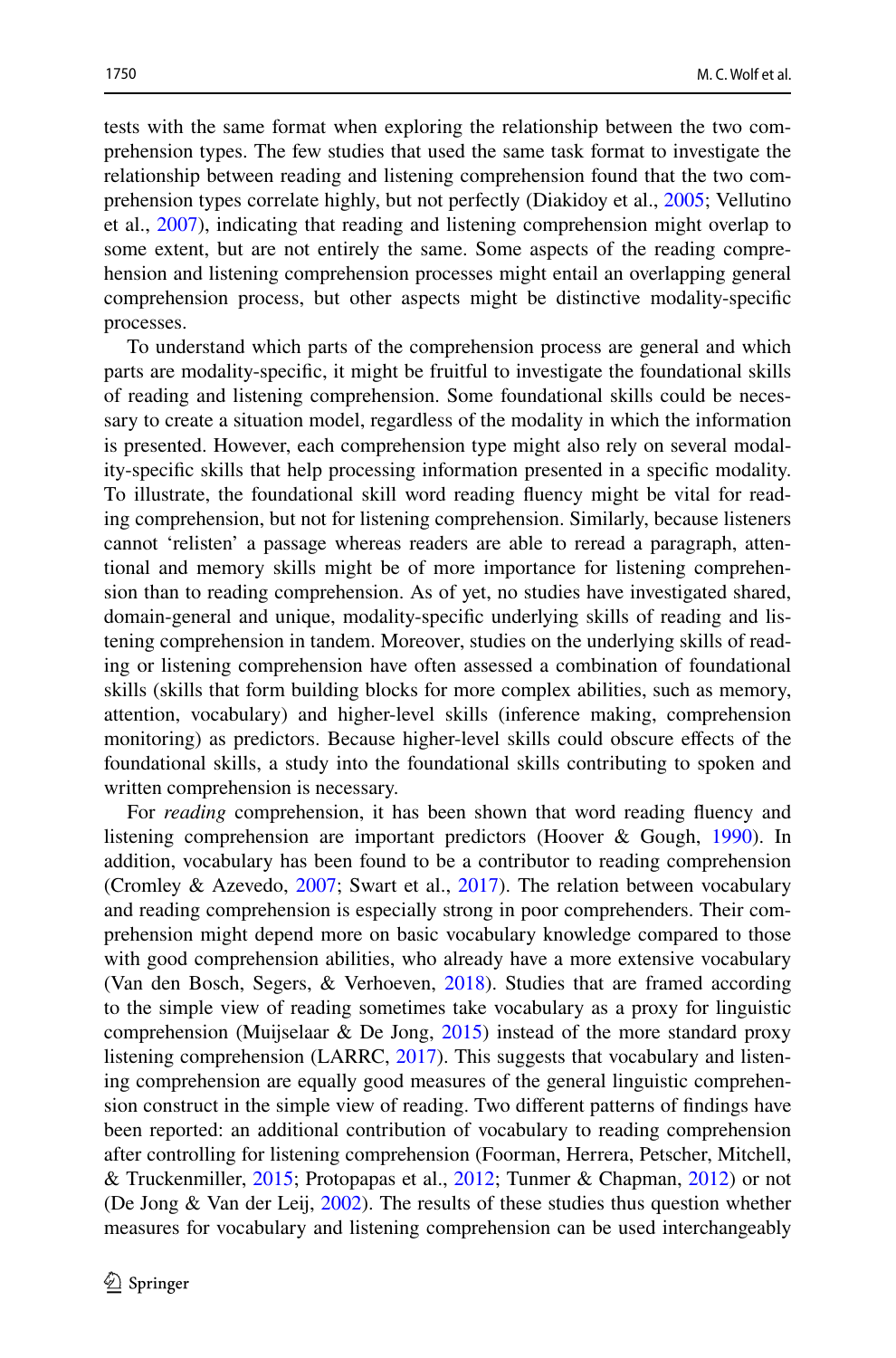tests with the same format when exploring the relationship between the two comprehension types. The few studies that used the same task format to investigate the relationship between reading and listening comprehension found that the two comprehension types correlate highly, but not perfectly (Diakidoy et al., 2005; Vellutino et al., 2007), indicating that reading and listening comprehension might overlap to some extent, but are not entirely the same. Some aspects of the reading comprehension and listening comprehension processes might entail an overlapping general comprehension process, but other aspects might be distinctive modality-specific processes.

To understand which parts of the comprehension process are general and which parts are modality-specific, it might be fruitful to investigate the foundational skills of reading and listening comprehension. Some foundational skills could be necessary to create a situation model, regardless of the modality in which the information is presented. However, each comprehension type might also rely on several modality-specific skills that help processing information presented in a specific modality. To illustrate, the foundational skill word reading fluency might be vital for reading comprehension, but not for listening comprehension. Similarly, because listeners cannot 'relisten' a passage whereas readers are able to reread a paragraph, attentional and memory skills might be of more importance for listening comprehension than to reading comprehension. As of yet, no studies have investigated shared, domain-general and unique, modality-specific underlying skills of reading and listening comprehension in tandem. Moreover, studies on the underlying skills of reading or listening comprehension have often assessed a combination of foundational skills (skills that form building blocks for more complex abilities, such as memory, attention, vocabulary) and higher-level skills (inference making, comprehension monitoring) as predictors. Because higher-level skills could obscure effects of the foundational skills, a study into the foundational skills contributing to spoken and written comprehension is necessary.

For *reading* comprehension, it has been shown that word reading fluency and listening comprehension are important predictors (Hoover & Gough, 1990). In addition, vocabulary has been found to be a contributor to reading comprehension (Cromley & Azevedo, 2007; Swart et al., 2017). The relation between vocabulary and reading comprehension is especially strong in poor comprehenders. Their comprehension might depend more on basic vocabulary knowledge compared to those with good comprehension abilities, who already have a more extensive vocabulary (Van den Bosch, Segers, & Verhoeven, 2018). Studies that are framed according to the simple view of reading sometimes take vocabulary as a proxy for linguistic comprehension (Muijselaar & De Jong, 2015) instead of the more standard proxy listening comprehension (LARRC, 2017). This suggests that vocabulary and listening comprehension are equally good measures of the general linguistic comprehension construct in the simple view of reading. Two different patterns of findings have been reported: an additional contribution of vocabulary to reading comprehension after controlling for listening comprehension (Foorman, Herrera, Petscher, Mitchell, & Truckenmiller, 2015; Protopapas et al., 2012; Tunmer & Chapman, 2012) or not (De Jong & Van der Leij, 2002). The results of these studies thus question whether measures for vocabulary and listening comprehension can be used interchangeably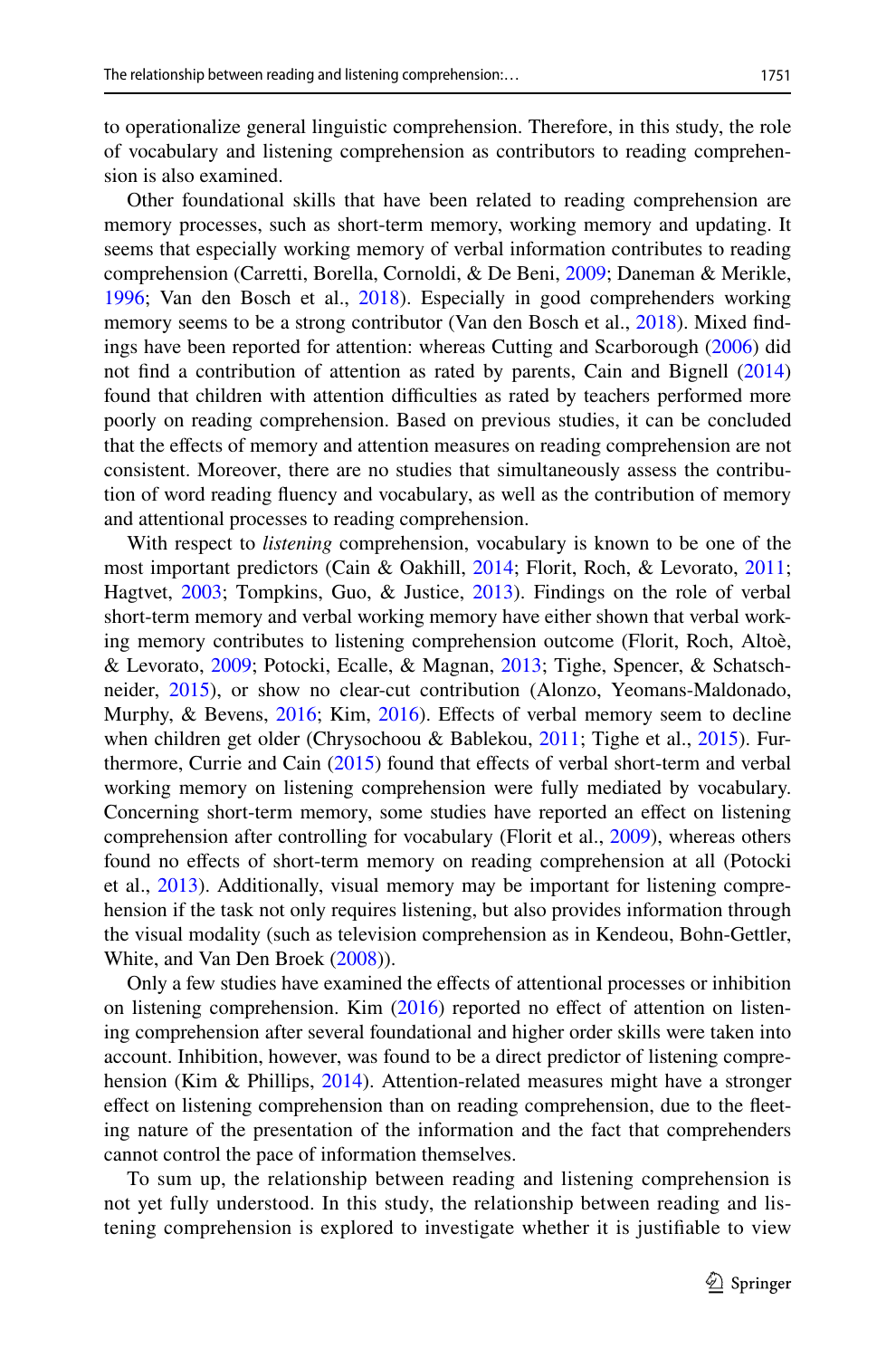to operationalize general linguistic comprehension. Therefore, in this study, the role of vocabulary and listening comprehension as contributors to reading comprehension is also examined.

Other foundational skills that have been related to reading comprehension are memory processes, such as short-term memory, working memory and updating. It seems that especially working memory of verbal information contributes to reading comprehension (Carretti, Borella, Cornoldi, & De Beni, 2009; Daneman & Merikle, 1996; Van den Bosch et al., 2018). Especially in good comprehenders working memory seems to be a strong contributor (Van den Bosch et al., 2018). Mixed findings have been reported for attention: whereas Cutting and Scarborough (2006) did not find a contribution of attention as rated by parents, Cain and Bignell (2014) found that children with attention difficulties as rated by teachers performed more poorly on reading comprehension. Based on previous studies, it can be concluded that the effects of memory and attention measures on reading comprehension are not consistent. Moreover, there are no studies that simultaneously assess the contribution of word reading fluency and vocabulary, as well as the contribution of memory and attentional processes to reading comprehension.

With respect to *listening* comprehension, vocabulary is known to be one of the most important predictors (Cain & Oakhill, 2014; Florit, Roch, & Levorato, 2011; Hagtvet, 2003; Tompkins, Guo, & Justice, 2013). Findings on the role of verbal short-term memory and verbal working memory have either shown that verbal working memory contributes to listening comprehension outcome (Florit, Roch, Altoè, & Levorato, 2009; Potocki, Ecalle, & Magnan, 2013; Tighe, Spencer, & Schatschneider, 2015), or show no clear-cut contribution (Alonzo, Yeomans-Maldonado, Murphy, & Bevens, 2016; Kim, 2016). Effects of verbal memory seem to decline when children get older (Chrysochoou & Bablekou, 2011; Tighe et al., 2015). Furthermore, Currie and Cain (2015) found that effects of verbal short-term and verbal working memory on listening comprehension were fully mediated by vocabulary. Concerning short-term memory, some studies have reported an effect on listening comprehension after controlling for vocabulary (Florit et al., 2009), whereas others found no effects of short-term memory on reading comprehension at all (Potocki et al., 2013). Additionally, visual memory may be important for listening comprehension if the task not only requires listening, but also provides information through the visual modality (such as television comprehension as in Kendeou, Bohn-Gettler, White, and Van Den Broek (2008)).

Only a few studies have examined the effects of attentional processes or inhibition on listening comprehension. Kim (2016) reported no effect of attention on listening comprehension after several foundational and higher order skills were taken into account. Inhibition, however, was found to be a direct predictor of listening comprehension (Kim & Phillips, 2014). Attention-related measures might have a stronger effect on listening comprehension than on reading comprehension, due to the fleeting nature of the presentation of the information and the fact that comprehenders cannot control the pace of information themselves.

To sum up, the relationship between reading and listening comprehension is not yet fully understood. In this study, the relationship between reading and listening comprehension is explored to investigate whether it is justifiable to view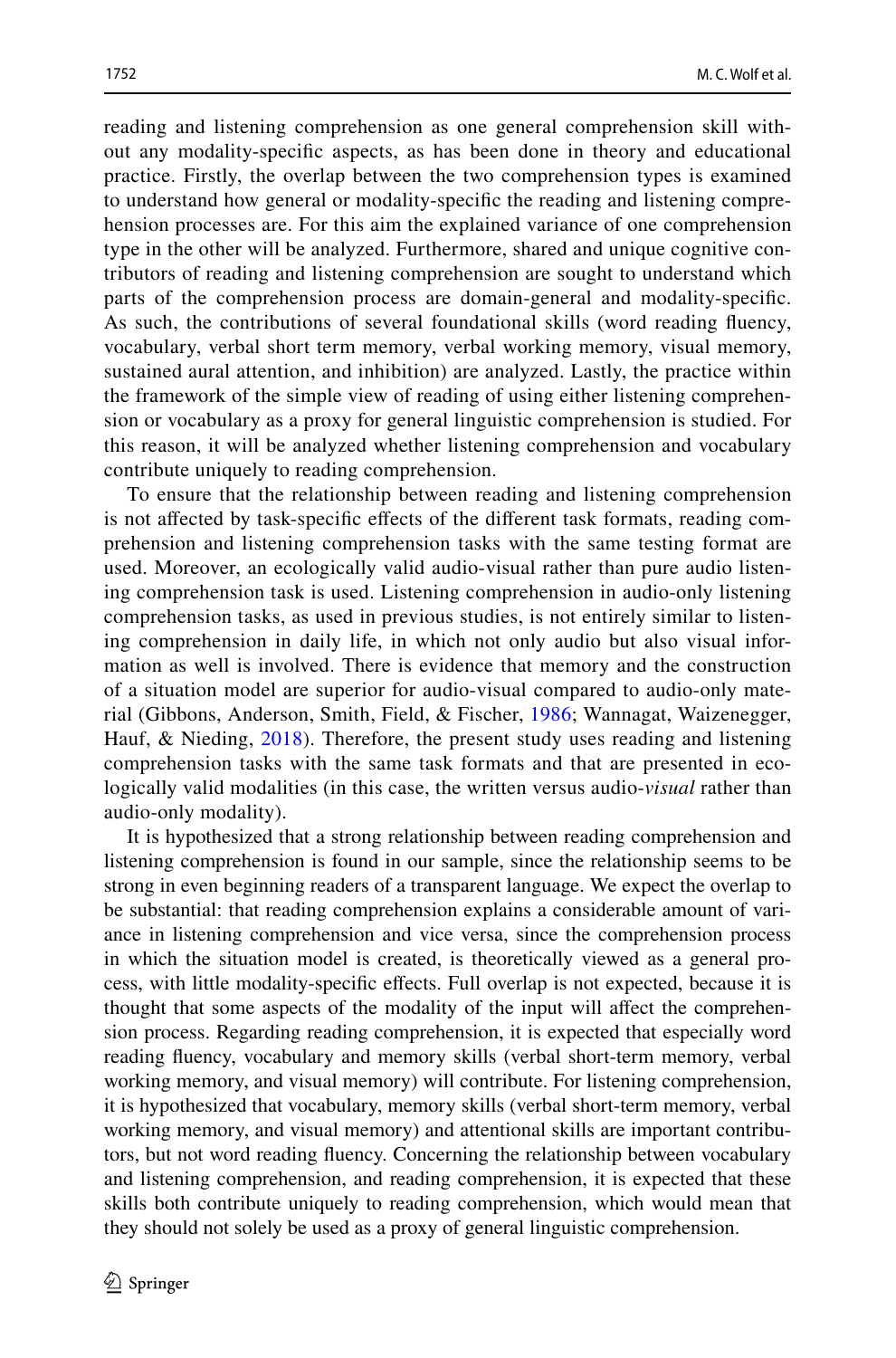reading and listening comprehension as one general comprehension skill without any modality-specific aspects, as has been done in theory and educational practice. Firstly, the overlap between the two comprehension types is examined to understand how general or modality-specific the reading and listening comprehension processes are. For this aim the explained variance of one comprehension type in the other will be analyzed. Furthermore, shared and unique cognitive contributors of reading and listening comprehension are sought to understand which parts of the comprehension process are domain-general and modality-specific. As such, the contributions of several foundational skills (word reading fluency, vocabulary, verbal short term memory, verbal working memory, visual memory, sustained aural attention, and inhibition) are analyzed. Lastly, the practice within the framework of the simple view of reading of using either listening comprehension or vocabulary as a proxy for general linguistic comprehension is studied. For this reason, it will be analyzed whether listening comprehension and vocabulary contribute uniquely to reading comprehension.

To ensure that the relationship between reading and listening comprehension is not affected by task-specific effects of the different task formats, reading comprehension and listening comprehension tasks with the same testing format are used. Moreover, an ecologically valid audio-visual rather than pure audio listening comprehension task is used. Listening comprehension in audio-only listening comprehension tasks, as used in previous studies, is not entirely similar to listening comprehension in daily life, in which not only audio but also visual information as well is involved. There is evidence that memory and the construction of a situation model are superior for audio-visual compared to audio-only material (Gibbons, Anderson, Smith, Field, & Fischer, 1986; Wannagat, Waizenegger, Hauf, & Nieding, 2018). Therefore, the present study uses reading and listening comprehension tasks with the same task formats and that are presented in ecologically valid modalities (in this case, the written versus audio-*visual* rather than audio-only modality).

It is hypothesized that a strong relationship between reading comprehension and listening comprehension is found in our sample, since the relationship seems to be strong in even beginning readers of a transparent language. We expect the overlap to be substantial: that reading comprehension explains a considerable amount of variance in listening comprehension and vice versa, since the comprehension process in which the situation model is created, is theoretically viewed as a general process, with little modality-specific effects. Full overlap is not expected, because it is thought that some aspects of the modality of the input will affect the comprehension process. Regarding reading comprehension, it is expected that especially word reading fluency, vocabulary and memory skills (verbal short-term memory, verbal working memory, and visual memory) will contribute. For listening comprehension, it is hypothesized that vocabulary, memory skills (verbal short-term memory, verbal working memory, and visual memory) and attentional skills are important contributors, but not word reading fluency. Concerning the relationship between vocabulary and listening comprehension, and reading comprehension, it is expected that these skills both contribute uniquely to reading comprehension, which would mean that they should not solely be used as a proxy of general linguistic comprehension.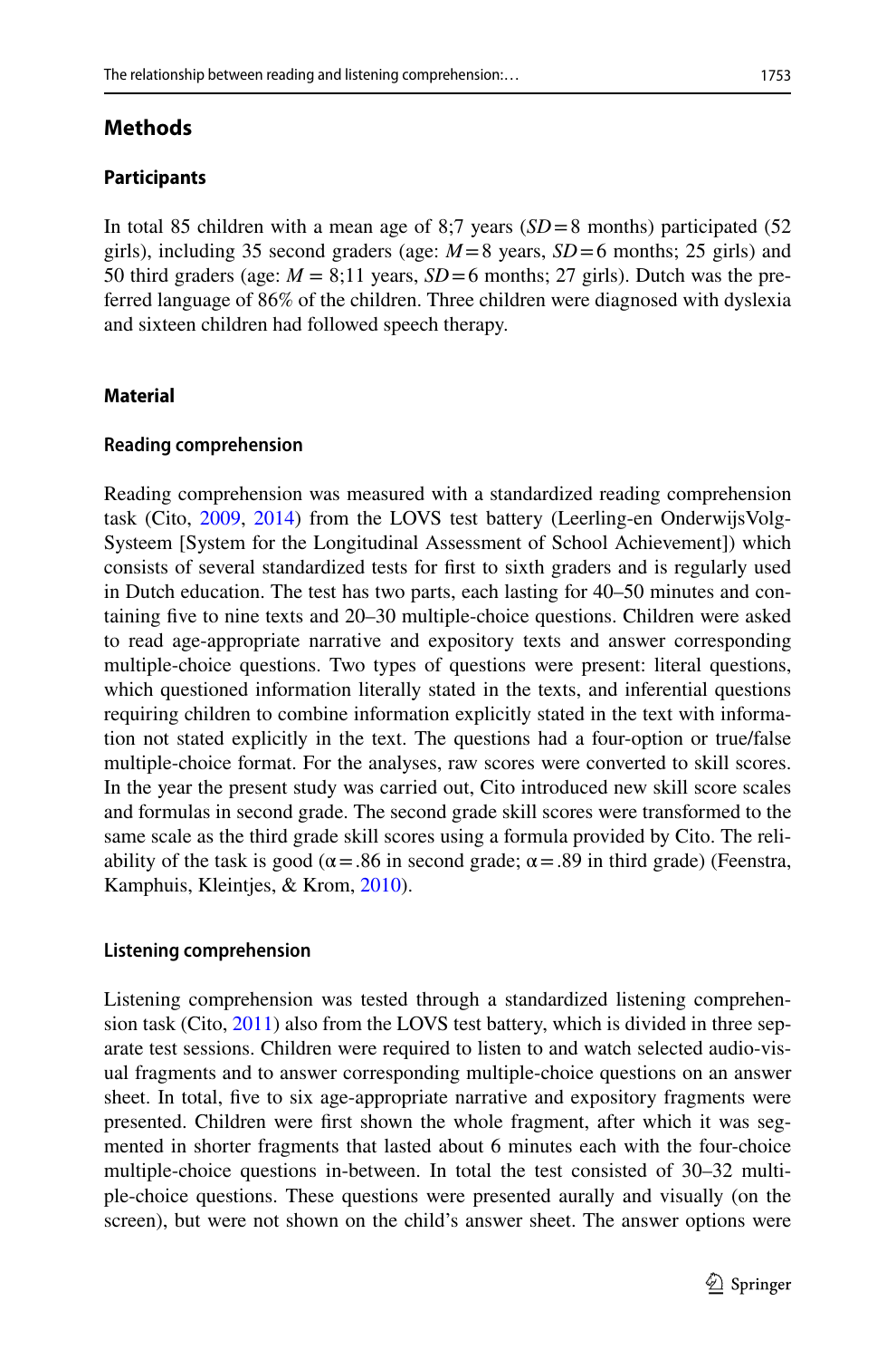## Methods

### Participants

In total 85 children with a mean age of 8;7 years (*SD* = 8 months) participated (52 girls), including 35 second graders (age: *M* = 8 years, *SD* = 6 months; 25 girls) and 50 third graders (age: *M* = 8;11 years, *SD* = 6 months; 27 girls). Dutch was the preferred language of 86% of the children. Three children were diagnosed with dyslexia and sixteen children had followed speech therapy.

### Material

#### Reading comprehension

Reading comprehension was measured with a standardized reading comprehension task (Cito, 2009, 2014) from the LOVS test battery (Leerling-en OnderwijsVolgSysteem [System for the Longitudinal Assessment of School Achievement]) which consists of several standardized tests for first to sixth graders and is regularly used in Dutch education. The test has two parts, each lasting for 40–50 minutes and containing five to nine texts and 20–30 multiple-choice questions. Children were asked to read age-appropriate narrative and expository texts and answer corresponding multiple-choice questions. Two types of questions were present: literal questions, which questioned information literally stated in the texts, and inferential questions requiring children to combine information explicitly stated in the text with information not stated explicitly in the text. The questions had a four-option or true/false multiple-choice format. For the analyses, raw scores were converted to skill scores. In the year the present study was carried out, Cito introduced new skill score scales and formulas in second grade. The second grade skill scores were transformed to the same scale as the third grade skill scores using a formula provided by Cito. The reliability of the task is good ($\alpha = .86$ in second grade; $\alpha = .89$ in third grade) (Feenstra, Kamphuis, Kleintjes, & Krom, 2010).

#### Listening comprehension

Listening comprehension was tested through a standardized listening comprehension task (Cito, 2011) also from the LOVS test battery, which is divided in three separate test sessions. Children were required to listen to and watch selected audio-visual fragments and to answer corresponding multiple-choice questions on an answer sheet. In total, five to six age-appropriate narrative and expository fragments were presented. Children were first shown the whole fragment, after which it was segmented in shorter fragments that lasted about 6 minutes each with the four-choice multiple-choice questions in-between. In total the test consisted of 30–32 multiple-choice questions. These questions were presented aurally and visually (on the screen), but were not shown on the child's answer sheet. The answer options were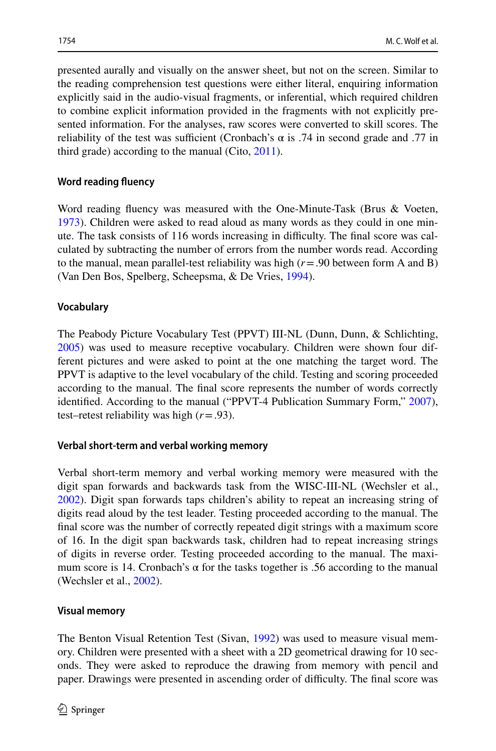presented aurally and visually on the answer sheet, but not on the screen. Similar to the reading comprehension test questions were either literal, enquiring information explicitly said in the audio-visual fragments, or inferential, which required children to combine explicit information provided in the fragments with not explicitly presented information. For the analyses, raw scores were converted to skill scores. The reliability of the test was sufficient (Cronbach's α is .74 in second grade and .77 in third grade) according to the manual (Cito, 2011).

### Word reading fluency

Word reading fluency was measured with the One-Minute-Task (Brus & Voeten, 1973). Children were asked to read aloud as many words as they could in one minute. The task consists of 116 words increasing in difficulty. The final score was calculated by subtracting the number of errors from the number words read. According to the manual, mean parallel-test reliability was high ($r = .90$ between form A and B) (Van Den Bos, Spelberg, Scheepsma, & De Vries, 1994).

### Vocabulary

The Peabody Picture Vocabulary Test (PPVT) III-NL (Dunn, Dunn, & Schlichting, 2005) was used to measure receptive vocabulary. Children were shown four different pictures and were asked to point at the one matching the target word. The PPVT is adaptive to the level vocabulary of the child. Testing and scoring proceeded according to the manual. The final score represents the number of words correctly identified. According to the manual ("PPVT-4 Publication Summary Form," 2007), test–retest reliability was high ($r = .93$).

### Verbal short-term and verbal working memory

Verbal short-term memory and verbal working memory were measured with the digit span forwards and backwards task from the WISC-III-NL (Wechsler et al., 2002). Digit span forwards taps children's ability to repeat an increasing string of digits read aloud by the test leader. Testing proceeded according to the manual. The final score was the number of correctly repeated digit strings with a maximum score of 16. In the digit span backwards task, children had to repeat increasing strings of digits in reverse order. Testing proceeded according to the manual. The maximum score is 14. Cronbach's α for the tasks together is .56 according to the manual (Wechsler et al., 2002).

### Visual memory

The Benton Visual Retention Test (Sivan, 1992) was used to measure visual memory. Children were presented with a sheet with a 2D geometrical drawing for 10 seconds. They were asked to reproduce the drawing from memory with pencil and paper. Drawings were presented in ascending order of difficulty. The final score was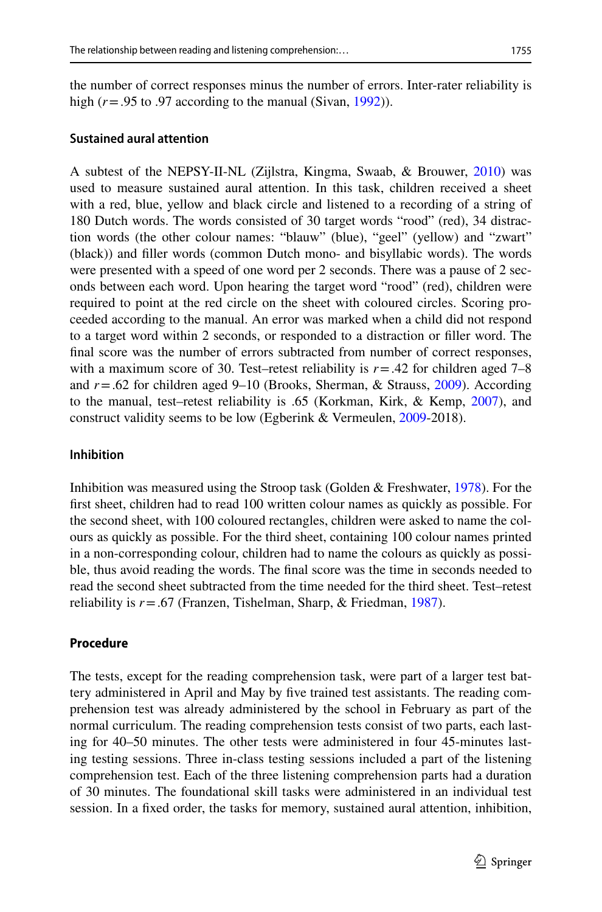the number of correct responses minus the number of errors. Inter-rater reliability is high ($r = .95$ to .97 according to the manual (Sivan, 1992)).

### Sustained aural attention

A subtest of the NEPSY-II-NL (Zijlstra, Kingma, Swaab, & Brouwer, 2010) was used to measure sustained aural attention. In this task, children received a sheet with a red, blue, yellow and black circle and listened to a recording of a string of 180 Dutch words. The words consisted of 30 target words "rood" (red), 34 distraction words (the other colour names: "blauw" (blue), "geel" (yellow) and "zwart" (black)) and filler words (common Dutch mono- and bisyllabic words). The words were presented with a speed of one word per 2 seconds. There was a pause of 2 seconds between each word. Upon hearing the target word "rood" (red), children were required to point at the red circle on the sheet with coloured circles. Scoring proceeded according to the manual. An error was marked when a child did not respond to a target word within 2 seconds, or responded to a distraction or filler word. The final score was the number of errors subtracted from number of correct responses, with a maximum score of 30. Test–retest reliability is $r = .42$ for children aged 7–8 and $r = .62$ for children aged 9–10 (Brooks, Sherman, & Strauss, 2009). According to the manual, test–retest reliability is .65 (Korkman, Kirk, & Kemp, 2007), and construct validity seems to be low (Egberink & Vermeulen, 2009-2018).

### Inhibition

Inhibition was measured using the Stroop task (Golden & Freshwater, 1978). For the first sheet, children had to read 100 written colour names as quickly as possible. For the second sheet, with 100 coloured rectangles, children were asked to name the colours as quickly as possible. For the third sheet, containing 100 colour names printed in a non-corresponding colour, children had to name the colours as quickly as possible, thus avoid reading the words. The final score was the time in seconds needed to read the second sheet subtracted from the time needed for the third sheet. Test–retest reliability is $r = .67$ (Franzen, Tishelman, Sharp, & Friedman, 1987).

### Procedure

The tests, except for the reading comprehension task, were part of a larger test battery administered in April and May by five trained test assistants. The reading comprehension test was already administered by the school in February as part of the normal curriculum. The reading comprehension tests consist of two parts, each lasting for 40–50 minutes. The other tests were administered in four 45-minutes lasting testing sessions. Three in-class testing sessions included a part of the listening comprehension test. Each of the three listening comprehension parts had a duration of 30 minutes. The foundational skill tasks were administered in an individual test session. In a fixed order, the tasks for memory, sustained aural attention, inhibition,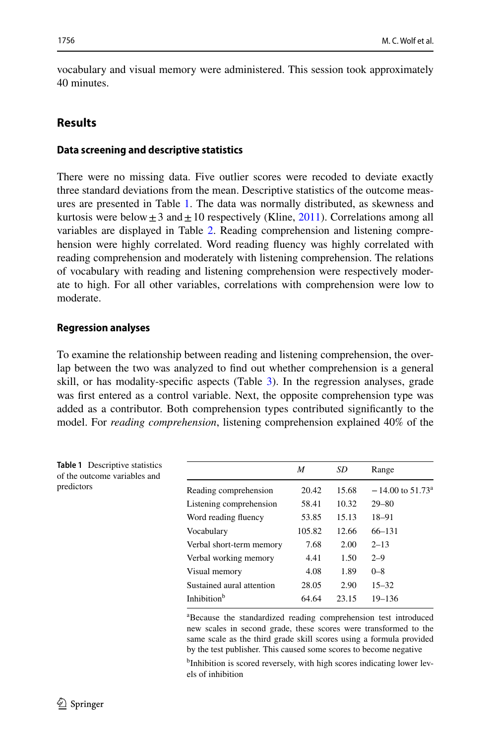vocabulary and visual memory were administered. This session took approximately 40 minutes.

## Results

### Data screening and descriptive statistics

There were no missing data. Five outlier scores were recoded to deviate exactly three standard deviations from the mean. Descriptive statistics of the outcome measures are presented in Table 1. The data was normally distributed, as skewness and kurtosis were below $\pm 3$ and $\pm 10$ respectively (Kline, 2011). Correlations among all variables are displayed in Table 2. Reading comprehension and listening comprehension were highly correlated. Word reading fluency was highly correlated with reading comprehension and moderately with listening comprehension. The relations of vocabulary with reading and listening comprehension were respectively moderate to high. For all other variables, correlations with comprehension were low to moderate.

### Regression analyses

To examine the relationship between reading and listening comprehension, the overlap between the two was analyzed to find out whether comprehension is a general skill, or has modality-specific aspects (Table 3). In the regression analyses, grade was first entered as a control variable. Next, the opposite comprehension type was added as a contributor. Both comprehension types contributed significantly to the model. For *reading comprehension*, listening comprehension explained 40% of the

**Table 1** Descriptive statistics of the outcome variables and predictors

| | *M* | *SD* | Range |
|---|---|---|---|
| Reading comprehension | 20.42 | 15.68 | −14.00 to 51.73[a] |
| Listening comprehension | 58.41 | 10.32 | 29–80 |
| Word reading fluency | 53.85 | 15.13 | 18–91 |
| Vocabulary | 105.82 | 12.66 | 66–131 |
| Verbal short-term memory | 7.68 | 2.00 | 2–13 |
| Verbal working memory | 4.41 | 1.50 | 2–9 |
| Visual memory | 4.08 | 1.89 | 0–8 |
| Sustained aural attention | 28.05 | 2.90 | 15–32 |
| Inhibition[b] | 64.64 | 23.15 | 19–136 |

[a]Because the standardized reading comprehension test introduced new scales in second grade, these scores were transformed to the same scale as the third grade skill scores using a formula provided by the test publisher. This caused some scores to become negative

[b]Inhibition is scored reversely, with high scores indicating lower levels of inhibition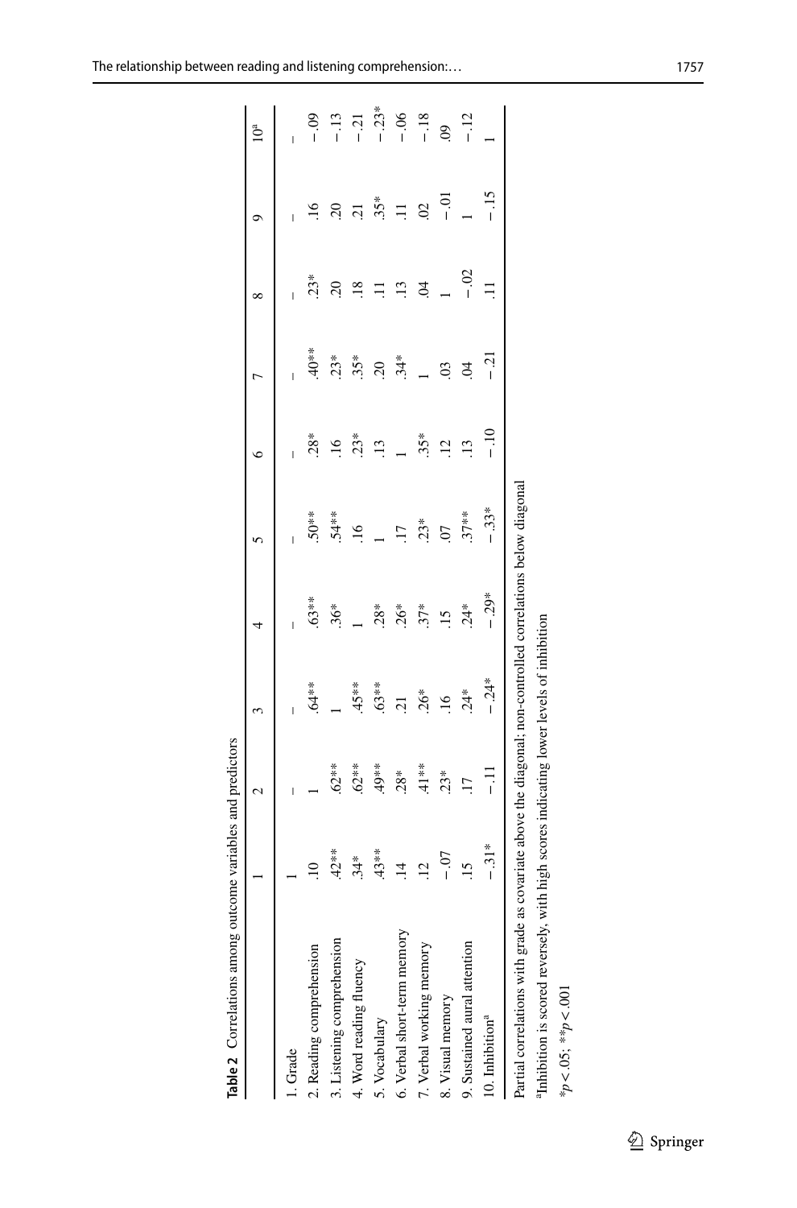**Table 2** Correlations among outcome variables and predictors

| | 1 | 2 | 3 | 4 | 5 | 6 | 7 | 8 | 9 | 10[a] |
|---|---|---|---|---|---|---|---|---|---|---|
| 1. Grade | 1 | – | – | – | – | – | – | – | – | – |
| 2. Reading comprehension | .10 | 1 | .64** | .63** | .50** | .28* | .40** | .23* | .16 | −.09 |
| 3. Listening comprehension | .42** | .62** | 1 | .36* | .54** | .16 | .23* | .20 | .20 | −.13 |
| 4. Word reading fluency | .34* | .62** | .45** | 1 | .16 | .23* | .35* | .18 | .21 | −.21 |
| 5. Vocabulary | .43** | .49** | .63** | .28* | 1 | .13 | .20 | .11 | .35* | −.23* |
| 6. Verbal short-term memory | .14 | .28* | .21 | .26* | .17 | 1 | .34* | .13 | .11 | −.06 |
| 7. Verbal working memory | .12 | .41** | .26* | .37* | .23* | .35* | 1 | .04 | .02 | −.18 |
| 8. Visual memory | −.07 | .23* | .16 | .15 | .07 | .12 | .03 | 1 | −.01 | .09 |
| 9. Sustained aural attention | .15 | .17 | .24* | .24* | .37** | .13 | .04 | −.02 | 1 | −.12 |
| 10. Inhibition[a] | −.31* | −.11 | −.24* | −.29* | −.33* | −.10 | −.21 | .11 | −.15 | 1 |

Partial correlations with grade as covariate above the diagonal; non-controlled correlations below diagonal

[a]Inhibition is scored reversely, with high scores indicating lower levels of inhibition

*$p<.05$; **$p<.001$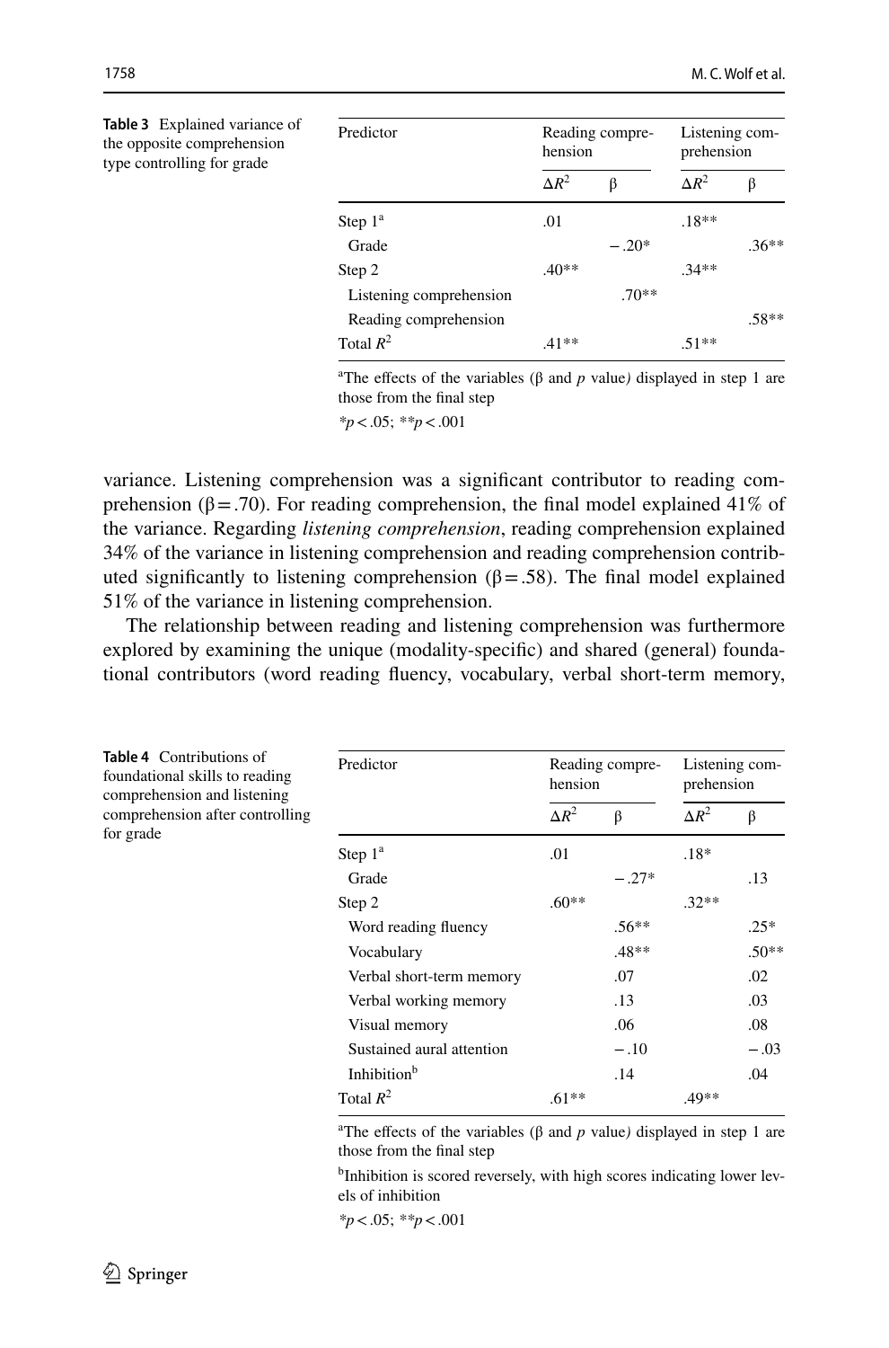**Table 3** Explained variance of the opposite comprehension type controlling for grade

| Predictor | Reading comprehension | | Listening comprehension | |
|---|---|---|---|---|
| | $\Delta R^2$ | β | $\Delta R^2$ | β |
| Step 1[a] | .01 | | .18** | |
| Grade | | − .20* | | .36** |
| Step 2 | .40** | | .34** | |
| Listening comprehension | | .70** | | |
| Reading comprehension | | | | .58** |
| Total $R^2$ | .41** | | .51** | |

[a]The effects of the variables (β and *p* value) displayed in step 1 are those from the final step

*$p < .05$; **$p < .001$

variance. Listening comprehension was a significant contributor to reading comprehension (β = .70). For reading comprehension, the final model explained 41% of the variance. Regarding *listening comprehension*, reading comprehension explained 34% of the variance in listening comprehension and reading comprehension contributed significantly to listening comprehension (β = .58). The final model explained 51% of the variance in listening comprehension.

The relationship between reading and listening comprehension was furthermore explored by examining the unique (modality-specific) and shared (general) foundational contributors (word reading fluency, vocabulary, verbal short-term memory,

**Table 4** Contributions of foundational skills to reading comprehension and listening comprehension after controlling for grade

| Predictor | Reading comprehension | | Listening comprehension | |
|---|---|---|---|---|
| | $\Delta R^2$ | β | $\Delta R^2$ | β |
| Step 1[a] | .01 | | .18* | |
| Grade | | − .27* | | .13 |
| Step 2 | .60** | | .32** | |
| Word reading fluency | | .56** | | .25* |
| Vocabulary | | .48** | | .50** |
| Verbal short-term memory | | .07 | | .02 |
| Verbal working memory | | .13 | | .03 |
| Visual memory | | .06 | | .08 |
| Sustained aural attention | | − .10 | | − .03 |
| Inhibition[b] | | .14 | | .04 |
| Total $R^2$ | .61** | | .49** | |

[a]The effects of the variables (β and *p* value) displayed in step 1 are those from the final step

[b]Inhibition is scored reversely, with high scores indicating lower levels of inhibition

*$p < .05$; **$p < .001$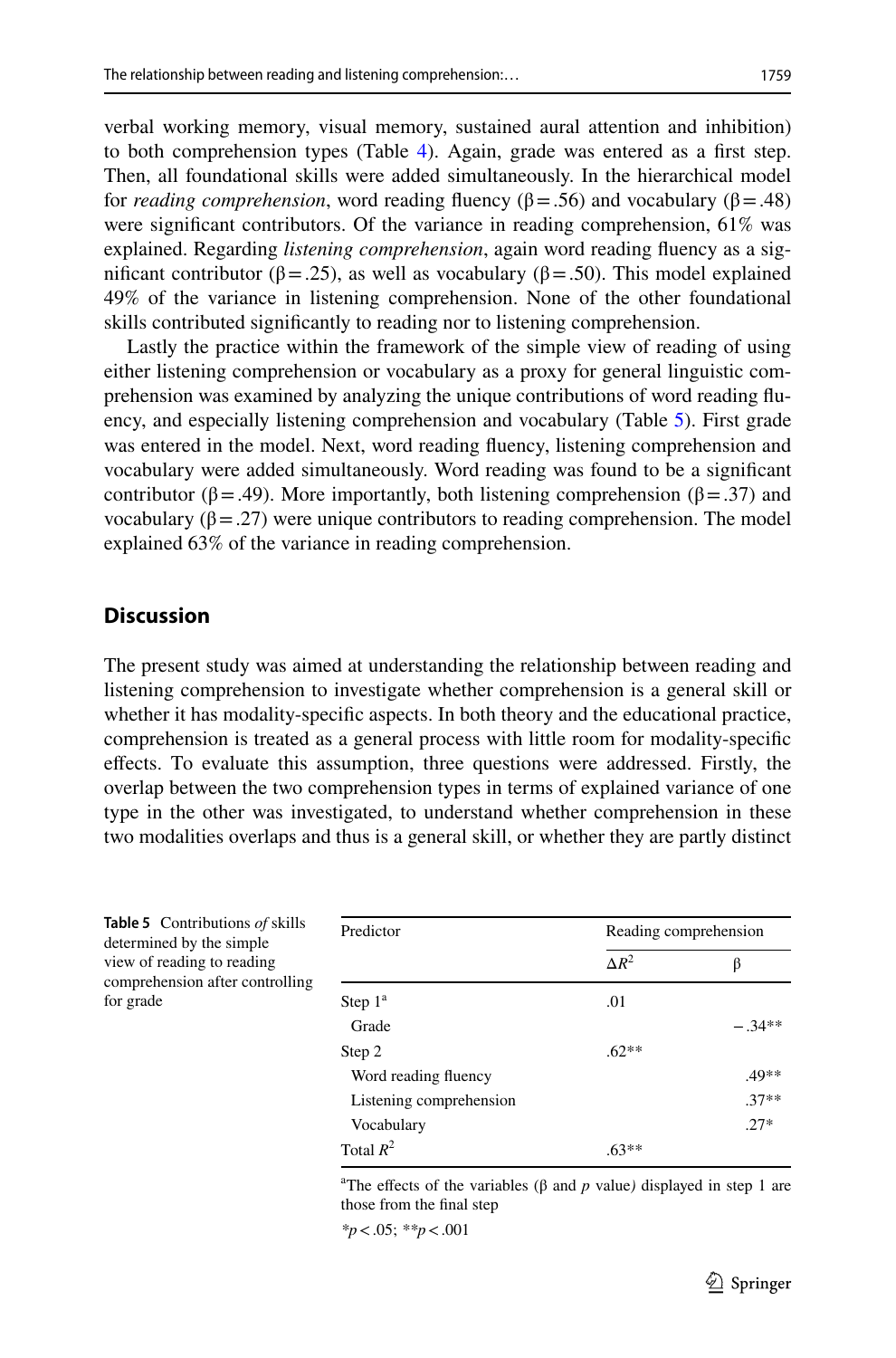verbal working memory, visual memory, sustained aural attention and inhibition) to both comprehension types (Table 4). Again, grade was entered as a first step. Then, all foundational skills were added simultaneously. In the hierarchical model for *reading comprehension*, word reading fluency (β = .56) and vocabulary (β = .48) were significant contributors. Of the variance in reading comprehension, 61% was explained. Regarding *listening comprehension*, again word reading fluency as a significant contributor (β = .25), as well as vocabulary (β = .50). This model explained 49% of the variance in listening comprehension. None of the other foundational skills contributed significantly to reading nor to listening comprehension.

Lastly the practice within the framework of the simple view of reading of using either listening comprehension or vocabulary as a proxy for general linguistic comprehension was examined by analyzing the unique contributions of word reading fluency, and especially listening comprehension and vocabulary (Table 5). First grade was entered in the model. Next, word reading fluency, listening comprehension and vocabulary were added simultaneously. Word reading was found to be a significant contributor (β = .49). More importantly, both listening comprehension (β = .37) and vocabulary (β = .27) were unique contributors to reading comprehension. The model explained 63% of the variance in reading comprehension.

## Discussion

The present study was aimed at understanding the relationship between reading and listening comprehension to investigate whether comprehension is a general skill or whether it has modality-specific aspects. In both theory and the educational practice, comprehension is treated as a general process with little room for modality-specific effects. To evaluate this assumption, three questions were addressed. Firstly, the overlap between the two comprehension types in terms of explained variance of one type in the other was investigated, to understand whether comprehension in these two modalities overlaps and thus is a general skill, or whether they are partly distinct

**Table 5** Contributions *of* skills determined by the simple view of reading to reading comprehension after controlling for grade

| Predictor | Reading comprehension | |
|---|---|---|
| | $\Delta R^2$ | β |
| Step 1[a] | .01 | |
| Grade | | −.34** |
| Step 2 | .62** | |
| Word reading fluency | | .49** |
| Listening comprehension | | .37** |
| Vocabulary | | .27* |
| Total $R^2$ | .63** | |

[a]The effects of the variables (β and *p* value) displayed in step 1 are those from the final step

*$p < .05$; **$p < .001$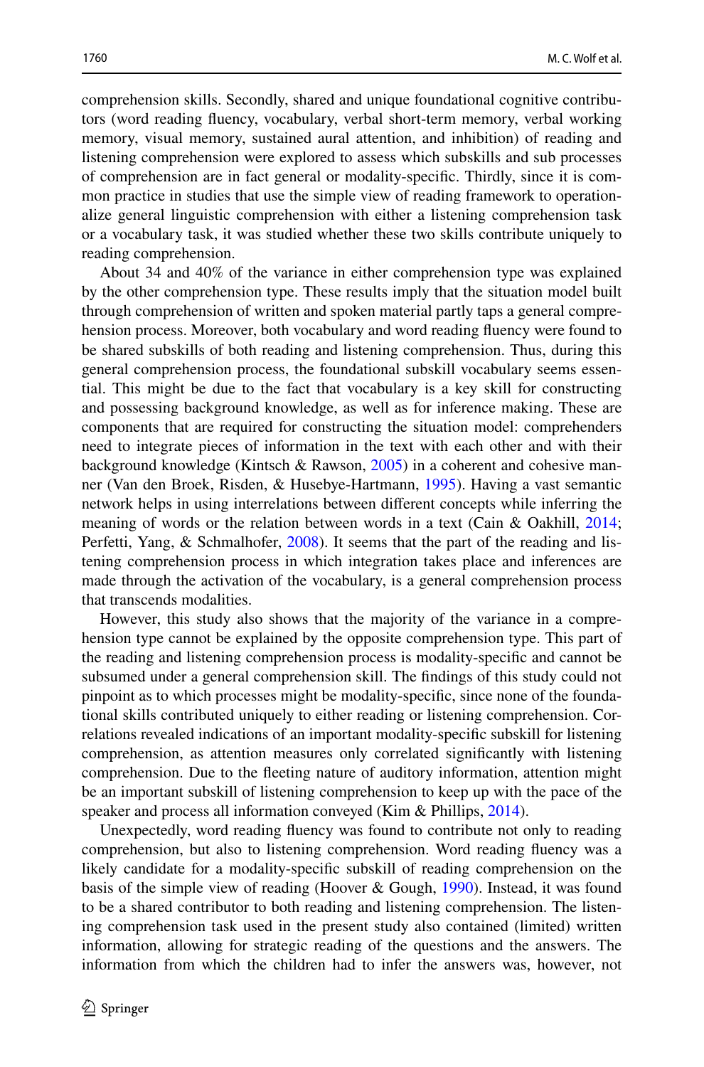comprehension skills. Secondly, shared and unique foundational cognitive contributors (word reading fluency, vocabulary, verbal short-term memory, verbal working memory, visual memory, sustained aural attention, and inhibition) of reading and listening comprehension were explored to assess which subskills and sub processes of comprehension are in fact general or modality-specific. Thirdly, since it is common practice in studies that use the simple view of reading framework to operationalize general linguistic comprehension with either a listening comprehension task or a vocabulary task, it was studied whether these two skills contribute uniquely to reading comprehension.

About 34 and 40% of the variance in either comprehension type was explained by the other comprehension type. These results imply that the situation model built through comprehension of written and spoken material partly taps a general comprehension process. Moreover, both vocabulary and word reading fluency were found to be shared subskills of both reading and listening comprehension. Thus, during this general comprehension process, the foundational subskill vocabulary seems essential. This might be due to the fact that vocabulary is a key skill for constructing and possessing background knowledge, as well as for inference making. These are components that are required for constructing the situation model: comprehenders need to integrate pieces of information in the text with each other and with their background knowledge (Kintsch & Rawson, 2005) in a coherent and cohesive manner (Van den Broek, Risden, & Husebye-Hartmann, 1995). Having a vast semantic network helps in using interrelations between different concepts while inferring the meaning of words or the relation between words in a text (Cain & Oakhill, 2014; Perfetti, Yang, & Schmalhofer, 2008). It seems that the part of the reading and listening comprehension process in which integration takes place and inferences are made through the activation of the vocabulary, is a general comprehension process that transcends modalities.

However, this study also shows that the majority of the variance in a comprehension type cannot be explained by the opposite comprehension type. This part of the reading and listening comprehension process is modality-specific and cannot be subsumed under a general comprehension skill. The findings of this study could not pinpoint as to which processes might be modality-specific, since none of the foundational skills contributed uniquely to either reading or listening comprehension. Correlations revealed indications of an important modality-specific subskill for listening comprehension, as attention measures only correlated significantly with listening comprehension. Due to the fleeting nature of auditory information, attention might be an important subskill of listening comprehension to keep up with the pace of the speaker and process all information conveyed (Kim & Phillips, 2014).

Unexpectedly, word reading fluency was found to contribute not only to reading comprehension, but also to listening comprehension. Word reading fluency was a likely candidate for a modality-specific subskill of reading comprehension on the basis of the simple view of reading (Hoover & Gough, 1990). Instead, it was found to be a shared contributor to both reading and listening comprehension. The listening comprehension task used in the present study also contained (limited) written information, allowing for strategic reading of the questions and the answers. The information from which the children had to infer the answers was, however, not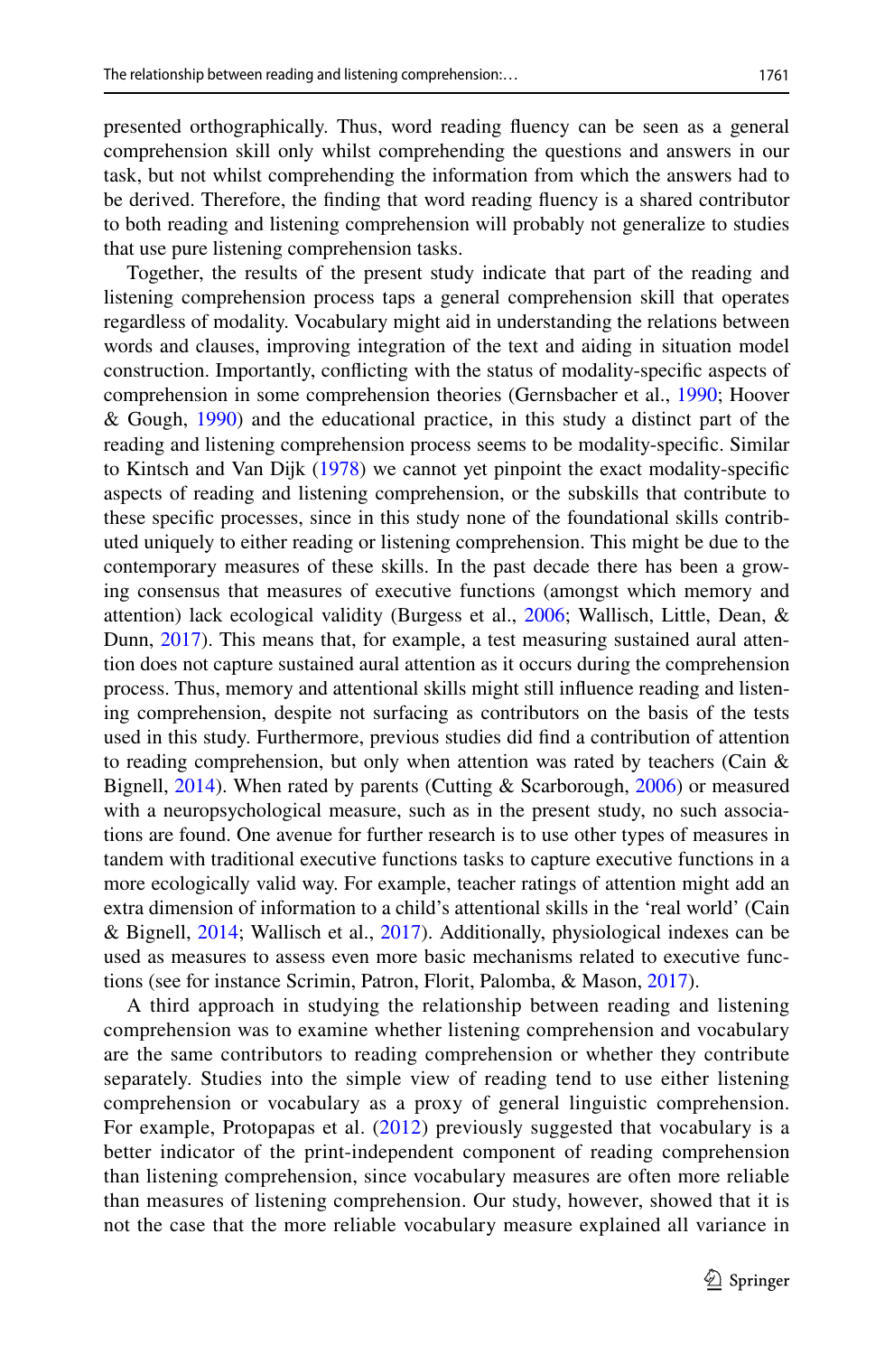presented orthographically. Thus, word reading fluency can be seen as a general comprehension skill only whilst comprehending the questions and answers in our task, but not whilst comprehending the information from which the answers had to be derived. Therefore, the finding that word reading fluency is a shared contributor to both reading and listening comprehension will probably not generalize to studies that use pure listening comprehension tasks.

Together, the results of the present study indicate that part of the reading and listening comprehension process taps a general comprehension skill that operates regardless of modality. Vocabulary might aid in understanding the relations between words and clauses, improving integration of the text and aiding in situation model construction. Importantly, conflicting with the status of modality-specific aspects of comprehension in some comprehension theories (Gernsbacher et al., 1990; Hoover & Gough, 1990) and the educational practice, in this study a distinct part of the reading and listening comprehension process seems to be modality-specific. Similar to Kintsch and Van Dijk (1978) we cannot yet pinpoint the exact modality-specific aspects of reading and listening comprehension, or the subskills that contribute to these specific processes, since in this study none of the foundational skills contributed uniquely to either reading or listening comprehension. This might be due to the contemporary measures of these skills. In the past decade there has been a growing consensus that measures of executive functions (amongst which memory and attention) lack ecological validity (Burgess et al., 2006; Wallisch, Little, Dean, & Dunn, 2017). This means that, for example, a test measuring sustained aural attention does not capture sustained aural attention as it occurs during the comprehension process. Thus, memory and attentional skills might still influence reading and listening comprehension, despite not surfacing as contributors on the basis of the tests used in this study. Furthermore, previous studies did find a contribution of attention to reading comprehension, but only when attention was rated by teachers (Cain & Bignell, 2014). When rated by parents (Cutting & Scarborough, 2006) or measured with a neuropsychological measure, such as in the present study, no such associations are found. One avenue for further research is to use other types of measures in tandem with traditional executive functions tasks to capture executive functions in a more ecologically valid way. For example, teacher ratings of attention might add an extra dimension of information to a child's attentional skills in the 'real world' (Cain & Bignell, 2014; Wallisch et al., 2017). Additionally, physiological indexes can be used as measures to assess even more basic mechanisms related to executive functions (see for instance Scrimin, Patron, Florit, Palomba, & Mason, 2017).

A third approach in studying the relationship between reading and listening comprehension was to examine whether listening comprehension and vocabulary are the same contributors to reading comprehension or whether they contribute separately. Studies into the simple view of reading tend to use either listening comprehension or vocabulary as a proxy of general linguistic comprehension. For example, Protopapas et al. (2012) previously suggested that vocabulary is a better indicator of the print-independent component of reading comprehension than listening comprehension, since vocabulary measures are often more reliable than measures of listening comprehension. Our study, however, showed that it is not the case that the more reliable vocabulary measure explained all variance in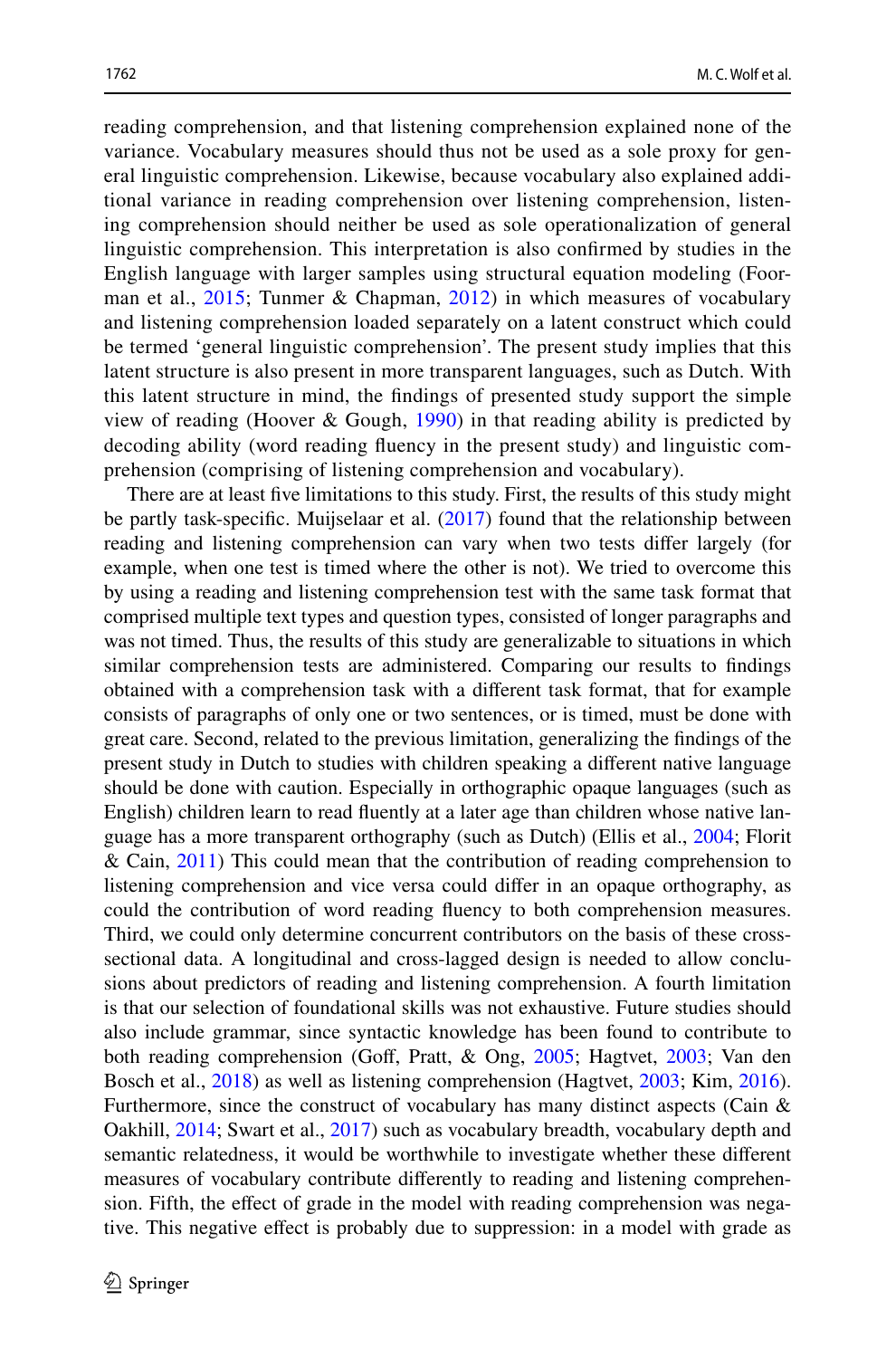reading comprehension, and that listening comprehension explained none of the variance. Vocabulary measures should thus not be used as a sole proxy for general linguistic comprehension. Likewise, because vocabulary also explained additional variance in reading comprehension over listening comprehension, listening comprehension should neither be used as sole operationalization of general linguistic comprehension. This interpretation is also confirmed by studies in the English language with larger samples using structural equation modeling (Foorman et al., 2015; Tunmer & Chapman, 2012) in which measures of vocabulary and listening comprehension loaded separately on a latent construct which could be termed 'general linguistic comprehension'. The present study implies that this latent structure is also present in more transparent languages, such as Dutch. With this latent structure in mind, the findings of presented study support the simple view of reading (Hoover & Gough, 1990) in that reading ability is predicted by decoding ability (word reading fluency in the present study) and linguistic comprehension (comprising of listening comprehension and vocabulary).

There are at least five limitations to this study. First, the results of this study might be partly task-specific. Muijselaar et al. (2017) found that the relationship between reading and listening comprehension can vary when two tests differ largely (for example, when one test is timed where the other is not). We tried to overcome this by using a reading and listening comprehension test with the same task format that comprised multiple text types and question types, consisted of longer paragraphs and was not timed. Thus, the results of this study are generalizable to situations in which similar comprehension tests are administered. Comparing our results to findings obtained with a comprehension task with a different task format, that for example consists of paragraphs of only one or two sentences, or is timed, must be done with great care. Second, related to the previous limitation, generalizing the findings of the present study in Dutch to studies with children speaking a different native language should be done with caution. Especially in orthographic opaque languages (such as English) children learn to read fluently at a later age than children whose native language has a more transparent orthography (such as Dutch) (Ellis et al., 2004; Florit & Cain, 2011) This could mean that the contribution of reading comprehension to listening comprehension and vice versa could differ in an opaque orthography, as could the contribution of word reading fluency to both comprehension measures. Third, we could only determine concurrent contributors on the basis of these cross-sectional data. A longitudinal and cross-lagged design is needed to allow conclusions about predictors of reading and listening comprehension. A fourth limitation is that our selection of foundational skills was not exhaustive. Future studies should also include grammar, since syntactic knowledge has been found to contribute to both reading comprehension (Goff, Pratt, & Ong, 2005; Hagtvet, 2003; Van den Bosch et al., 2018) as well as listening comprehension (Hagtvet, 2003; Kim, 2016). Furthermore, since the construct of vocabulary has many distinct aspects (Cain & Oakhill, 2014; Swart et al., 2017) such as vocabulary breadth, vocabulary depth and semantic relatedness, it would be worthwhile to investigate whether these different measures of vocabulary contribute differently to reading and listening comprehension. Fifth, the effect of grade in the model with reading comprehension was negative. This negative effect is probably due to suppression: in a model with grade as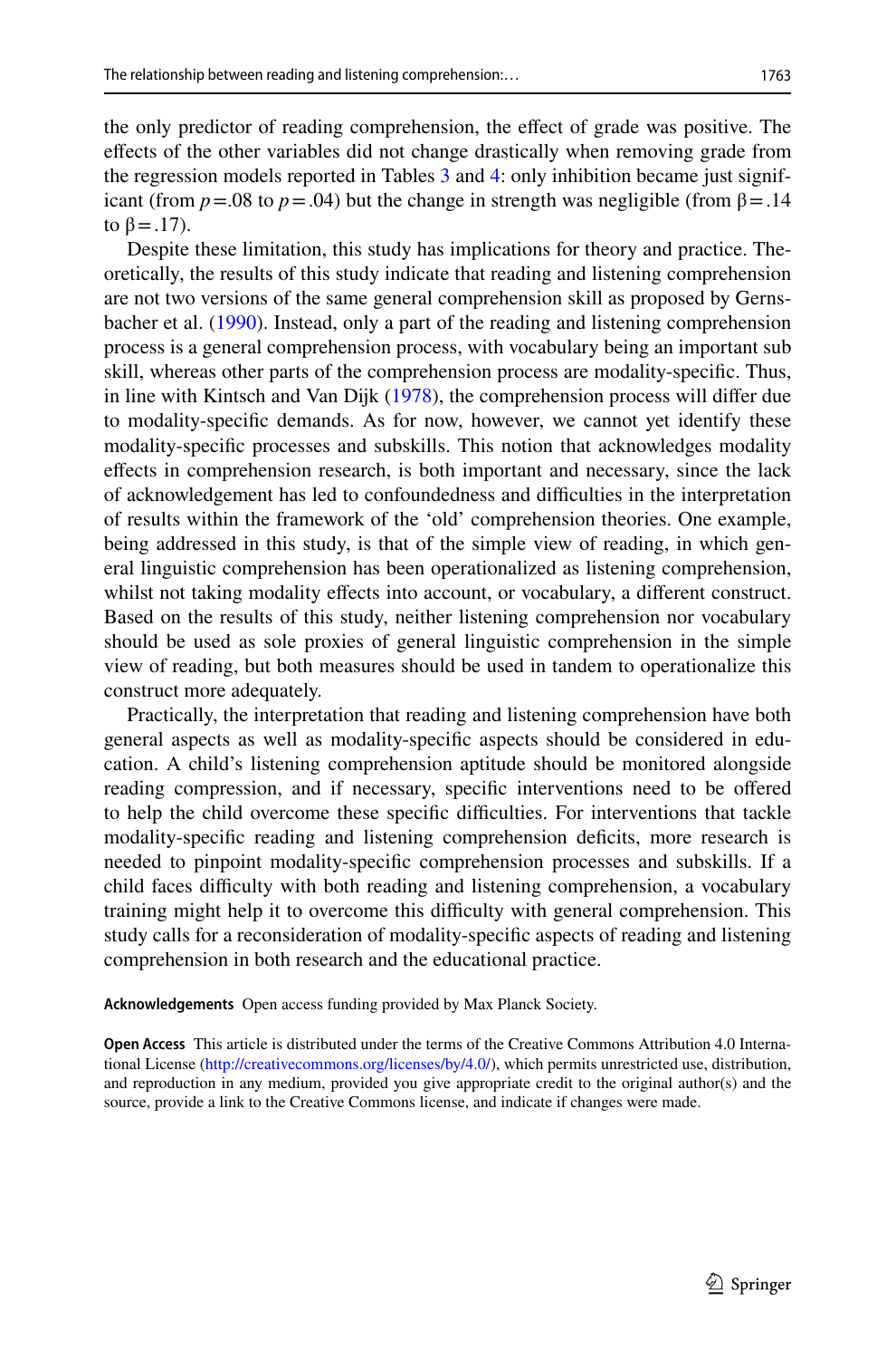the only predictor of reading comprehension, the effect of grade was positive. The effects of the other variables did not change drastically when removing grade from the regression models reported in Tables 3 and 4: only inhibition became just significant (from $p = .08$ to $p = .04$) but the change in strength was negligible (from $\beta = .14$ to $\beta = .17$).

Despite these limitation, this study has implications for theory and practice. Theoretically, the results of this study indicate that reading and listening comprehension are not two versions of the same general comprehension skill as proposed by Gernsbacher et al. (1990). Instead, only a part of the reading and listening comprehension process is a general comprehension process, with vocabulary being an important sub skill, whereas other parts of the comprehension process are modality-specific. Thus, in line with Kintsch and Van Dijk (1978), the comprehension process will differ due to modality-specific demands. As for now, however, we cannot yet identify these modality-specific processes and subskills. This notion that acknowledges modality effects in comprehension research, is both important and necessary, since the lack of acknowledgement has led to confoundedness and difficulties in the interpretation of results within the framework of the 'old' comprehension theories. One example, being addressed in this study, is that of the simple view of reading, in which general linguistic comprehension has been operationalized as listening comprehension, whilst not taking modality effects into account, or vocabulary, a different construct. Based on the results of this study, neither listening comprehension nor vocabulary should be used as sole proxies of general linguistic comprehension in the simple view of reading, but both measures should be used in tandem to operationalize this construct more adequately.

Practically, the interpretation that reading and listening comprehension have both general aspects as well as modality-specific aspects should be considered in education. A child's listening comprehension aptitude should be monitored alongside reading compression, and if necessary, specific interventions need to be offered to help the child overcome these specific difficulties. For interventions that tackle modality-specific reading and listening comprehension deficits, more research is needed to pinpoint modality-specific comprehension processes and subskills. If a child faces difficulty with both reading and listening comprehension, a vocabulary training might help it to overcome this difficulty with general comprehension. This study calls for a reconsideration of modality-specific aspects of reading and listening comprehension in both research and the educational practice.

**Acknowledgements** Open access funding provided by Max Planck Society.

**Open Access** This article is distributed under the terms of the Creative Commons Attribution 4.0 International License (http://creativecommons.org/licenses/by/4.0/), which permits unrestricted use, distribution, and reproduction in any medium, provided you give appropriate credit to the original author(s) and the source, provide a link to the Creative Commons license, and indicate if changes were made.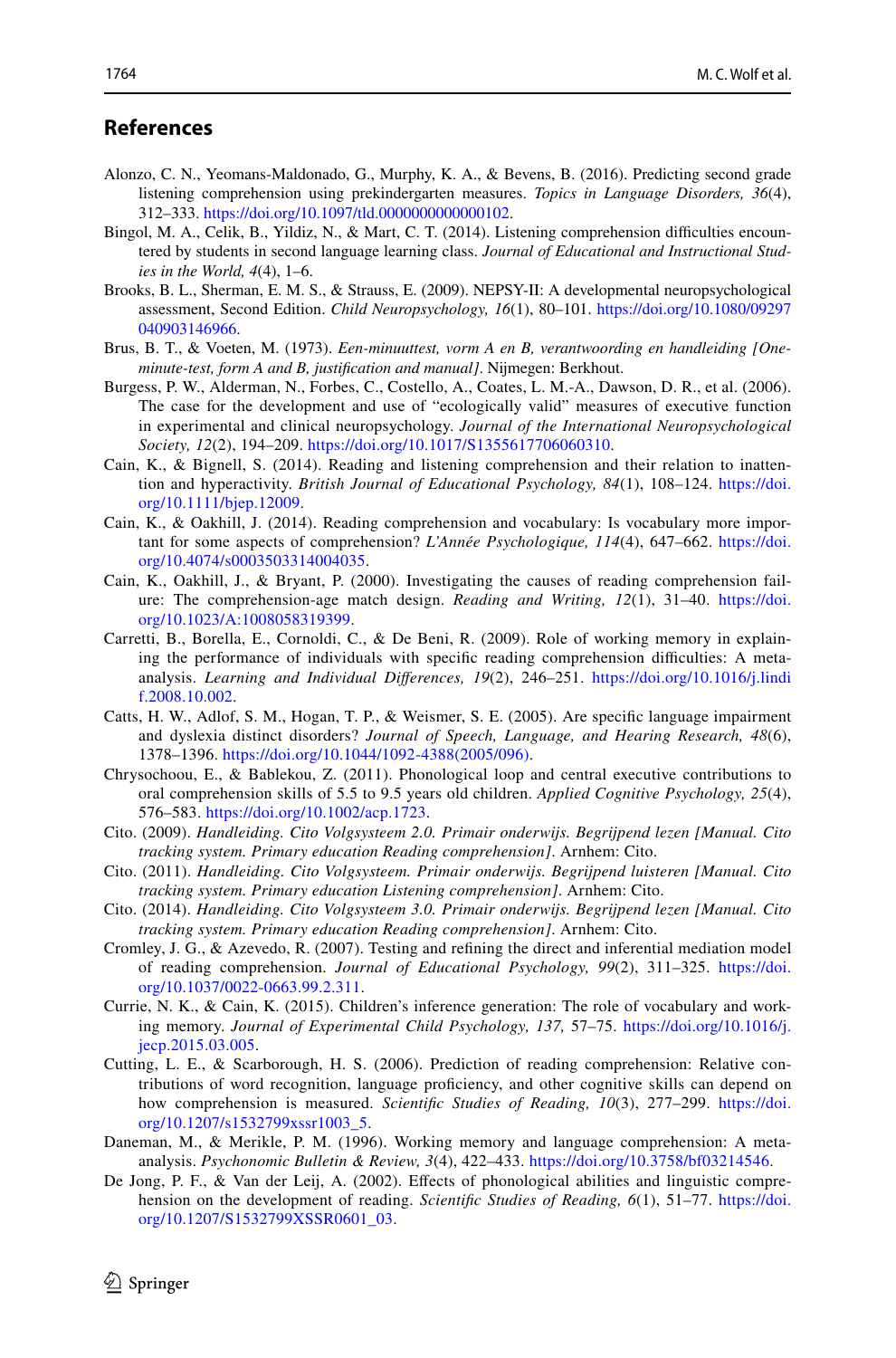## References

Alonzo, C. N., Yeomans-Maldonado, G., Murphy, K. A., & Bevens, B. (2016). Predicting second grade listening comprehension using prekindergarten measures. *Topics in Language Disorders, 36*(4), 312–333. https://doi.org/10.1097/tld.0000000000000102.

Bingol, M. A., Celik, B., Yildiz, N., & Mart, C. T. (2014). Listening comprehension difficulties encountered by students in second language learning class. *Journal of Educational and Instructional Studies in the World, 4*(4), 1–6.

Brooks, B. L., Sherman, E. M. S., & Strauss, E. (2009). NEPSY-II: A developmental neuropsychological assessment, Second Edition. *Child Neuropsychology, 16*(1), 80–101. https://doi.org/10.1080/09297040903146966.

Brus, B. T., & Voeten, M. (1973). *Een-minuuttest, vorm A en B, verantwoording en handleiding [One-minute-test, form A and B, justification and manual]*. Nijmegen: Berkhout.

Burgess, P. W., Alderman, N., Forbes, C., Costello, A., Coates, L. M.-A., Dawson, D. R., et al. (2006). The case for the development and use of "ecologically valid" measures of executive function in experimental and clinical neuropsychology. *Journal of the International Neuropsychological Society, 12*(2), 194–209. https://doi.org/10.1017/S1355617706060310.

Cain, K., & Bignell, S. (2014). Reading and listening comprehension and their relation to inattention and hyperactivity. *British Journal of Educational Psychology, 84*(1), 108–124. https://doi.org/10.1111/bjep.12009.

Cain, K., & Oakhill, J. (2014). Reading comprehension and vocabulary: Is vocabulary more important for some aspects of comprehension? *L'Année Psychologique, 114*(4), 647–662. https://doi.org/10.4074/s0003503314004035.

Cain, K., Oakhill, J., & Bryant, P. (2000). Investigating the causes of reading comprehension failure: The comprehension-age match design. *Reading and Writing, 12*(1), 31–40. https://doi.org/10.1023/A:1008058319399.

Carretti, B., Borella, E., Cornoldi, C., & De Beni, R. (2009). Role of working memory in explaining the performance of individuals with specific reading comprehension difficulties: A meta-analysis. *Learning and Individual Differences, 19*(2), 246–251. https://doi.org/10.1016/j.lindif.2008.10.002.

Catts, H. W., Adlof, S. M., Hogan, T. P., & Weismer, S. E. (2005). Are specific language impairment and dyslexia distinct disorders? *Journal of Speech, Language, and Hearing Research, 48*(6), 1378–1396. https://doi.org/10.1044/1092-4388(2005/096).

Chrysochoou, E., & Bablekou, Z. (2011). Phonological loop and central executive contributions to oral comprehension skills of 5.5 to 9.5 years old children. *Applied Cognitive Psychology, 25*(4), 576–583. https://doi.org/10.1002/acp.1723.

Cito. (2009). *Handleiding. Cito Volgsysteem 2.0. Primair onderwijs. Begrijpend lezen [Manual. Cito tracking system. Primary education Reading comprehension]*. Arnhem: Cito.

Cito. (2011). *Handleiding. Cito Volgsysteem. Primair onderwijs. Begrijpend luisteren [Manual. Cito tracking system. Primary education Listening comprehension]*. Arnhem: Cito.

Cito. (2014). *Handleiding. Cito Volgsysteem 3.0. Primair onderwijs. Begrijpend lezen [Manual. Cito tracking system. Primary education Reading comprehension]*. Arnhem: Cito.

Cromley, J. G., & Azevedo, R. (2007). Testing and refining the direct and inferential mediation model of reading comprehension. *Journal of Educational Psychology, 99*(2), 311–325. https://doi.org/10.1037/0022-0663.99.2.311.

Currie, N. K., & Cain, K. (2015). Children's inference generation: The role of vocabulary and working memory. *Journal of Experimental Child Psychology, 137,* 57–75. https://doi.org/10.1016/j.jecp.2015.03.005.

Cutting, L. E., & Scarborough, H. S. (2006). Prediction of reading comprehension: Relative contributions of word recognition, language proficiency, and other cognitive skills can depend on how comprehension is measured. *Scientific Studies of Reading, 10*(3), 277–299. https://doi.org/10.1207/s1532799xssr1003_5.

Daneman, M., & Merikle, P. M. (1996). Working memory and language comprehension: A meta-analysis. *Psychonomic Bulletin & Review, 3*(4), 422–433. https://doi.org/10.3758/bf03214546.

De Jong, P. F., & Van der Leij, A. (2002). Effects of phonological abilities and linguistic comprehension on the development of reading. *Scientific Studies of Reading, 6*(1), 51–77. https://doi.org/10.1207/S1532799XSSR0601_03.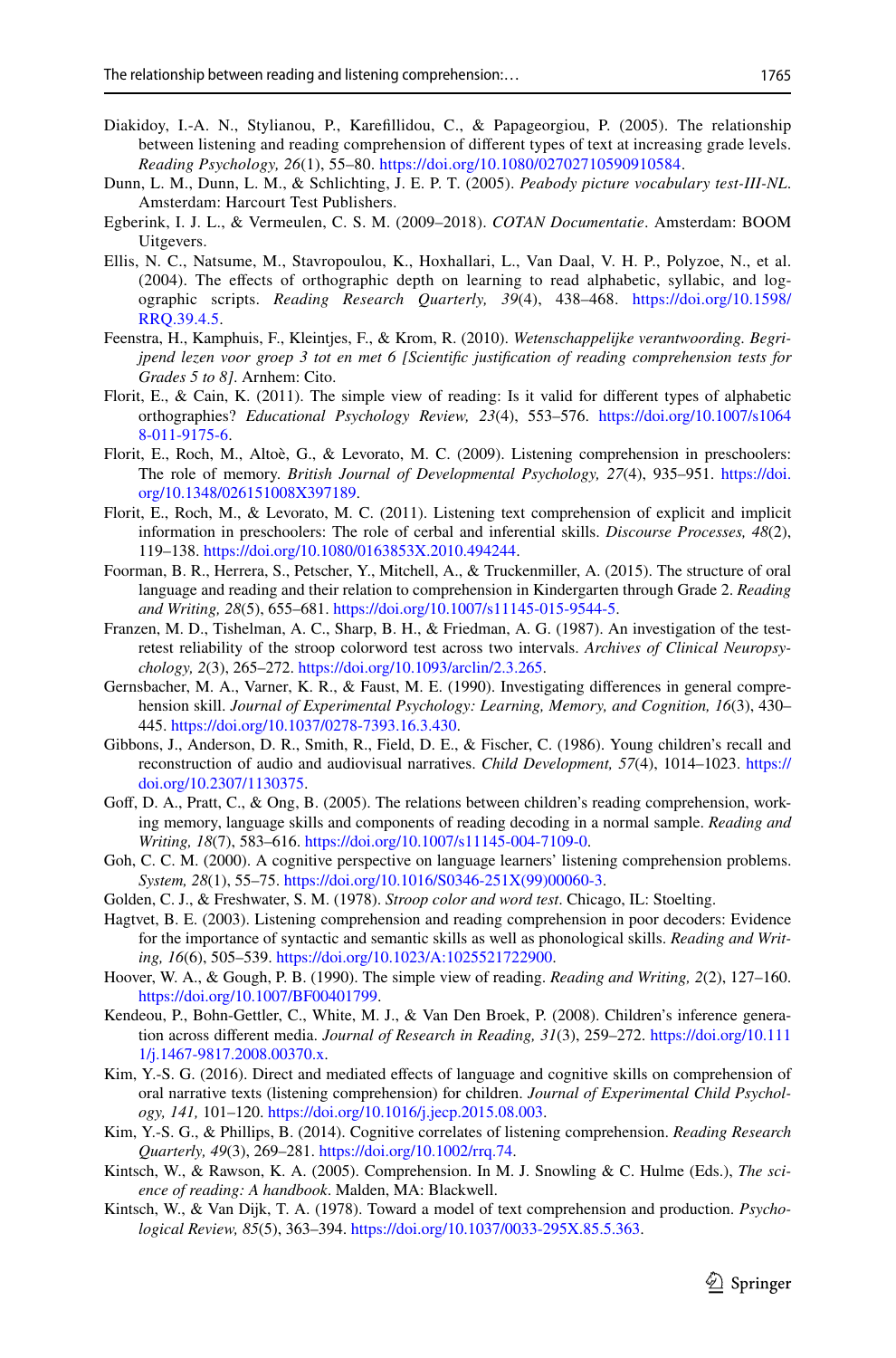Diakidoy, I.-A. N., Stylianou, P., Karefillidou, C., & Papageorgiou, P. (2005). The relationship between listening and reading comprehension of different types of text at increasing grade levels. *Reading Psychology, 26*(1), 55–80. https://doi.org/10.1080/02702710590910584.

Dunn, L. M., Dunn, L. M., & Schlichting, J. E. P. T. (2005). *Peabody picture vocabulary test-III-NL*. Amsterdam: Harcourt Test Publishers.

Egberink, I. J. L., & Vermeulen, C. S. M. (2009–2018). *COTAN Documentatie*. Amsterdam: BOOM Uitgevers.

Ellis, N. C., Natsume, M., Stavropoulou, K., Hoxhallari, L., Van Daal, V. H. P., Polyzoe, N., et al. (2004). The effects of orthographic depth on learning to read alphabetic, syllabic, and logographic scripts. *Reading Research Quarterly, 39*(4), 438–468. https://doi.org/10.1598/RRQ.39.4.5.

Feenstra, H., Kamphuis, F., Kleintjes, F., & Krom, R. (2010). *Wetenschappelijke verantwoording. Begrijpend lezen voor groep 3 tot en met 6 [Scientific justification of reading comprehension tests for Grades 5 to 8]*. Arnhem: Cito.

Florit, E., & Cain, K. (2011). The simple view of reading: Is it valid for different types of alphabetic orthographies? *Educational Psychology Review, 23*(4), 553–576. https://doi.org/10.1007/s10648-011-9175-6.

Florit, E., Roch, M., Altoè, G., & Levorato, M. C. (2009). Listening comprehension in preschoolers: The role of memory. *British Journal of Developmental Psychology, 27*(4), 935–951. https://doi.org/10.1348/026151008X397189.

Florit, E., Roch, M., & Levorato, M. C. (2011). Listening text comprehension of explicit and implicit information in preschoolers: The role of cerbal and inferential skills. *Discourse Processes, 48*(2), 119–138. https://doi.org/10.1080/0163853X.2010.494244.

Foorman, B. R., Herrera, S., Petscher, Y., Mitchell, A., & Truckenmiller, A. (2015). The structure of oral language and reading and their relation to comprehension in Kindergarten through Grade 2. *Reading and Writing, 28*(5), 655–681. https://doi.org/10.1007/s11145-015-9544-5.

Franzen, M. D., Tishelman, A. C., Sharp, B. H., & Friedman, A. G. (1987). An investigation of the test-retest reliability of the stroop colorword test across two intervals. *Archives of Clinical Neuropsychology, 2*(3), 265–272. https://doi.org/10.1093/arclin/2.3.265.

Gernsbacher, M. A., Varner, K. R., & Faust, M. E. (1990). Investigating differences in general comprehension skill. *Journal of Experimental Psychology: Learning, Memory, and Cognition, 16*(3), 430–445. https://doi.org/10.1037/0278-7393.16.3.430.

Gibbons, J., Anderson, D. R., Smith, R., Field, D. E., & Fischer, C. (1986). Young children's recall and reconstruction of audio and audiovisual narratives. *Child Development, 57*(4), 1014–1023. https://doi.org/10.2307/1130375.

Goff, D. A., Pratt, C., & Ong, B. (2005). The relations between children's reading comprehension, working memory, language skills and components of reading decoding in a normal sample. *Reading and Writing, 18*(7), 583–616. https://doi.org/10.1007/s11145-004-7109-0.

Goh, C. C. M. (2000). A cognitive perspective on language learners' listening comprehension problems. *System, 28*(1), 55–75. https://doi.org/10.1016/S0346-251X(99)00060-3.

Golden, C. J., & Freshwater, S. M. (1978). *Stroop color and word test*. Chicago, IL: Stoelting.

Hagtvet, B. E. (2003). Listening comprehension and reading comprehension in poor decoders: Evidence for the importance of syntactic and semantic skills as well as phonological skills. *Reading and Writing, 16*(6), 505–539. https://doi.org/10.1023/A:1025521722900.

Hoover, W. A., & Gough, P. B. (1990). The simple view of reading. *Reading and Writing, 2*(2), 127–160. https://doi.org/10.1007/BF00401799.

Kendeou, P., Bohn-Gettler, C., White, M. J., & Van Den Broek, P. (2008). Children's inference generation across different media. *Journal of Research in Reading, 31*(3), 259–272. https://doi.org/10.1111/j.1467-9817.2008.00370.x.

Kim, Y.-S. G. (2016). Direct and mediated effects of language and cognitive skills on comprehension of oral narrative texts (listening comprehension) for children. *Journal of Experimental Child Psychology, 141*, 101–120. https://doi.org/10.1016/j.jecp.2015.08.003.

Kim, Y.-S. G., & Phillips, B. (2014). Cognitive correlates of listening comprehension. *Reading Research Quarterly, 49*(3), 269–281. https://doi.org/10.1002/rrq.74.

Kintsch, W., & Rawson, K. A. (2005). Comprehension. In M. J. Snowling & C. Hulme (Eds.), *The science of reading: A handbook*. Malden, MA: Blackwell.

Kintsch, W., & Van Dijk, T. A. (1978). Toward a model of text comprehension and production. *Psychological Review, 85*(5), 363–394. https://doi.org/10.1037/0033-295X.85.5.363.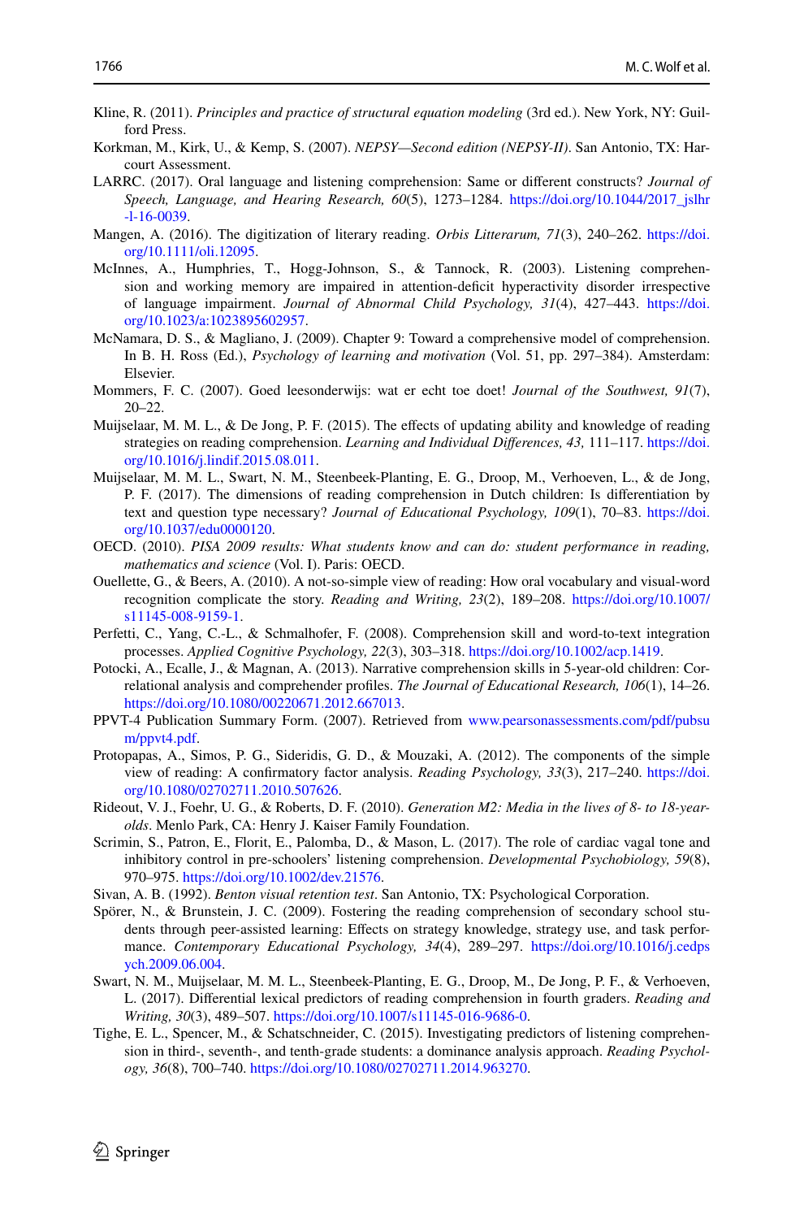Kline, R. (2011). *Principles and practice of structural equation modeling* (3rd ed.). New York, NY: Guilford Press.

Korkman, M., Kirk, U., & Kemp, S. (2007). *NEPSY—Second edition (NEPSY-II)*. San Antonio, TX: Harcourt Assessment.

LARRC. (2017). Oral language and listening comprehension: Same or different constructs? *Journal of Speech, Language, and Hearing Research, 60*(5), 1273–1284. https://doi.org/10.1044/2017_jslhr-l-16-0039.

Mangen, A. (2016). The digitization of literary reading. *Orbis Litterarum, 71*(3), 240–262. https://doi.org/10.1111/oli.12095.

McInnes, A., Humphries, T., Hogg-Johnson, S., & Tannock, R. (2003). Listening comprehension and working memory are impaired in attention-deficit hyperactivity disorder irrespective of language impairment. *Journal of Abnormal Child Psychology, 31*(4), 427–443. https://doi.org/10.1023/a:1023895602957.

McNamara, D. S., & Magliano, J. (2009). Chapter 9: Toward a comprehensive model of comprehension. In B. H. Ross (Ed.), *Psychology of learning and motivation* (Vol. 51, pp. 297–384). Amsterdam: Elsevier.

Mommers, F. C. (2007). Goed leesonderwijs: wat er echt toe doet! *Journal of the Southwest, 91*(7), 20–22.

Muijselaar, M. M. L., & De Jong, P. F. (2015). The effects of updating ability and knowledge of reading strategies on reading comprehension. *Learning and Individual Differences, 43,* 111–117. https://doi.org/10.1016/j.lindif.2015.08.011.

Muijselaar, M. M. L., Swart, N. M., Steenbeek-Planting, E. G., Droop, M., Verhoeven, L., & de Jong, P. F. (2017). The dimensions of reading comprehension in Dutch children: Is differentiation by text and question type necessary? *Journal of Educational Psychology, 109*(1), 70–83. https://doi.org/10.1037/edu0000120.

OECD. (2010). *PISA 2009 results: What students know and can do: student performance in reading, mathematics and science* (Vol. I). Paris: OECD.

Ouellette, G., & Beers, A. (2010). A not-so-simple view of reading: How oral vocabulary and visual-word recognition complicate the story. *Reading and Writing, 23*(2), 189–208. https://doi.org/10.1007/s11145-008-9159-1.

Perfetti, C., Yang, C.-L., & Schmalhofer, F. (2008). Comprehension skill and word-to-text integration processes. *Applied Cognitive Psychology, 22*(3), 303–318. https://doi.org/10.1002/acp.1419.

Potocki, A., Ecalle, J., & Magnan, A. (2013). Narrative comprehension skills in 5-year-old children: Correlational analysis and comprehender profiles. *The Journal of Educational Research, 106*(1), 14–26. https://doi.org/10.1080/00220671.2012.667013.

PPVT-4 Publication Summary Form. (2007). Retrieved from www.pearsonassessments.com/pdf/pubsum/ppvt4.pdf.

Protopapas, A., Simos, P. G., Sideridis, G. D., & Mouzaki, A. (2012). The components of the simple view of reading: A confirmatory factor analysis. *Reading Psychology, 33*(3), 217–240. https://doi.org/10.1080/02702711.2010.507626.

Rideout, V. J., Foehr, U. G., & Roberts, D. F. (2010). *Generation M2: Media in the lives of 8- to 18-year-olds*. Menlo Park, CA: Henry J. Kaiser Family Foundation.

Scrimin, S., Patron, E., Florit, E., Palomba, D., & Mason, L. (2017). The role of cardiac vagal tone and inhibitory control in pre-schoolers' listening comprehension. *Developmental Psychobiology, 59*(8), 970–975. https://doi.org/10.1002/dev.21576.

Sivan, A. B. (1992). *Benton visual retention test*. San Antonio, TX: Psychological Corporation.

Spörer, N., & Brunstein, J. C. (2009). Fostering the reading comprehension of secondary school students through peer-assisted learning: Effects on strategy knowledge, strategy use, and task performance. *Contemporary Educational Psychology, 34*(4), 289–297. https://doi.org/10.1016/j.cedpsych.2009.06.004.

Swart, N. M., Muijselaar, M. M. L., Steenbeek-Planting, E. G., Droop, M., De Jong, P. F., & Verhoeven, L. (2017). Differential lexical predictors of reading comprehension in fourth graders. *Reading and Writing, 30*(3), 489–507. https://doi.org/10.1007/s11145-016-9686-0.

Tighe, E. L., Spencer, M., & Schatschneider, C. (2015). Investigating predictors of listening comprehension in third-, seventh-, and tenth-grade students: a dominance analysis approach. *Reading Psychology, 36*(8), 700–740. https://doi.org/10.1080/02702711.2014.963270.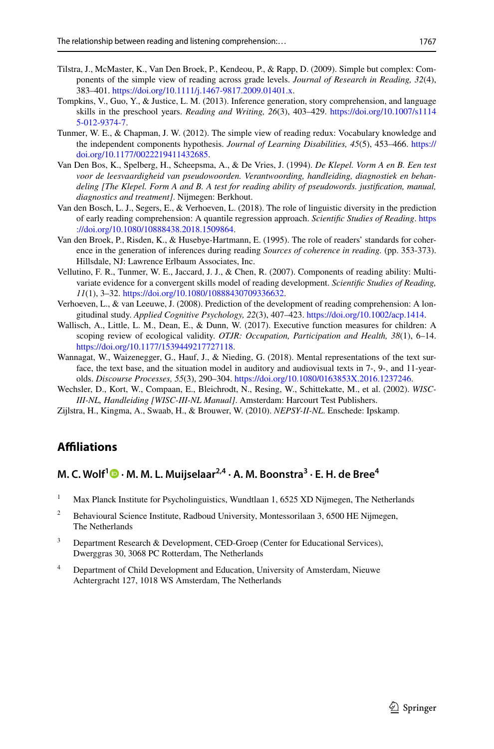Tilstra, J., McMaster, K., Van Den Broek, P., Kendeou, P., & Rapp, D. (2009). Simple but complex: Components of the simple view of reading across grade levels. *Journal of Research in Reading, 32*(4), 383–401. https://doi.org/10.1111/j.1467-9817.2009.01401.x.

Tompkins, V., Guo, Y., & Justice, L. M. (2013). Inference generation, story comprehension, and language skills in the preschool years. *Reading and Writing, 26*(3), 403–429. https://doi.org/10.1007/s11145-012-9374-7.

Tunmer, W. E., & Chapman, J. W. (2012). The simple view of reading redux: Vocabulary knowledge and the independent components hypothesis. *Journal of Learning Disabilities, 45*(5), 453–466. https://doi.org/10.1177/0022219411432685.

Van Den Bos, K., Spelberg, H., Scheepsma, A., & De Vries, J. (1994). *De Klepel. Vorm A en B. Een test voor de leesvaardigheid van pseudowoorden. Verantwoording, handleiding, diagnostiek en behandeling [The Klepel. Form A and B. A test for reading ability of pseudowords. justification, manual, diagnostics and treatment]*. Nijmegen: Berkhout.

Van den Bosch, L. J., Segers, E., & Verhoeven, L. (2018). The role of linguistic diversity in the prediction of early reading comprehension: A quantile regression approach. *Scientific Studies of Reading*. https://doi.org/10.1080/10888438.2018.1509864.

Van den Broek, P., Risden, K., & Husebye-Hartmann, E. (1995). The role of readers' standards for coherence in the generation of inferences during reading *Sources of coherence in reading.* (pp. 353-373). Hillsdale, NJ: Lawrence Erlbaum Associates, Inc.

Vellutino, F. R., Tunmer, W. E., Jaccard, J. J., & Chen, R. (2007). Components of reading ability: Multivariate evidence for a convergent skills model of reading development. *Scientific Studies of Reading, 11*(1), 3–32. https://doi.org/10.1080/10888430709336632.

Verhoeven, L., & van Leeuwe, J. (2008). Prediction of the development of reading comprehension: A longitudinal study. *Applied Cognitive Psychology, 22*(3), 407–423. https://doi.org/10.1002/acp.1414.

Wallisch, A., Little, L. M., Dean, E., & Dunn, W. (2017). Executive function measures for children: A scoping review of ecological validity. *OTJR: Occupation, Participation and Health, 38*(1), 6–14. https://doi.org/10.1177/1539449217727118.

Wannagat, W., Waizenegger, G., Hauf, J., & Nieding, G. (2018). Mental representations of the text surface, the text base, and the situation model in auditory and audiovisual texts in 7-, 9-, and 11-year-olds. *Discourse Processes, 55*(3), 290–304. https://doi.org/10.1080/0163853X.2016.1237246.

Wechsler, D., Kort, W., Compaan, E., Bleichrodt, N., Resing, W., Schittekatte, M., et al. (2002). *WISC-III-NL, Handleiding [WISC-III-NL Manual]*. Amsterdam: Harcourt Test Publishers.

Zijlstra, H., Kingma, A., Swaab, H., & Brouwer, W. (2010). *NEPSY-II-NL*. Enschede: Ipskamp.

## Affiliations

### M. C. Wolf[1] · M. M. L. Muijselaar[2,4] · A. M. Boonstra[3] · E. H. de Bree[4]

[1] Max Planck Institute for Psycholinguistics, Wundtlaan 1, 6525 XD Nijmegen, The Netherlands

[2] Behavioural Science Institute, Radboud University, Montessorilaan 3, 6500 HE Nijmegen, The Netherlands

[3] Department Research & Development, CED-Groep (Center for Educational Services), Dwerggras 30, 3068 PC Rotterdam, The Netherlands

[4] Department of Child Development and Education, University of Amsterdam, Nieuwe Achtergracht 127, 1018 WS Amsterdam, The Netherlands